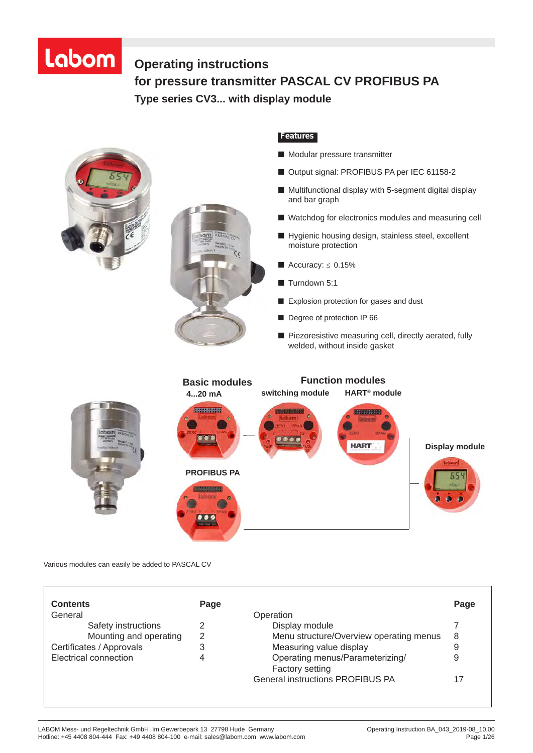# Operating instructions
# for pressure transmitter PASCAL CV PROFIBUS PA
### Type series CV3... with display module

**Features**

- Modular pressure transmitter
- Output signal: PROFIBUS PA per IEC 61158-2
- Multifunctional display with 5-segment digital display and bar graph
- Watchdog for electronics modules and measuring cell
- Hygienic housing design, stainless steel, excellent moisture protection
- Accuracy: ≤ 0.15%
- Turndown 5:1
- Explosion protection for gases and dust
- Degree of protection IP 66
- Piezoresistive measuring cell, directly aerated, fully welded, without inside gasket

**Basic modules**

4...20 mA

PROFIBUS PA

**Function modules**

switching module

HART® module

**Display module**

Various modules can easily be added to PASCAL CV

| Contents | Page | | Page |
|---|---|---|---|
| General | | Operation | |
| Safety instructions | 2 | Display module | 7 |
| Mounting and operating | 2 | Menu structure/Overview operating menus | 8 |
| Certificates / Approvals | 3 | Measuring value display | 9 |
| Electrical connection | 4 | Operating menus/Parameterizing/ Factory setting | 9 |
| | | General instructions PROFIBUS PA | 17 |

LABOM Mess- und Regeltechnik GmbH Im Gewerbepark 13 27798 Hude Germany
Hotline: +45 4408 804-444 Fax: +49 4408 804-100 e-mail: sales@labom.com www.labom.com

Operating Instruction BA_043_2019-08_10.00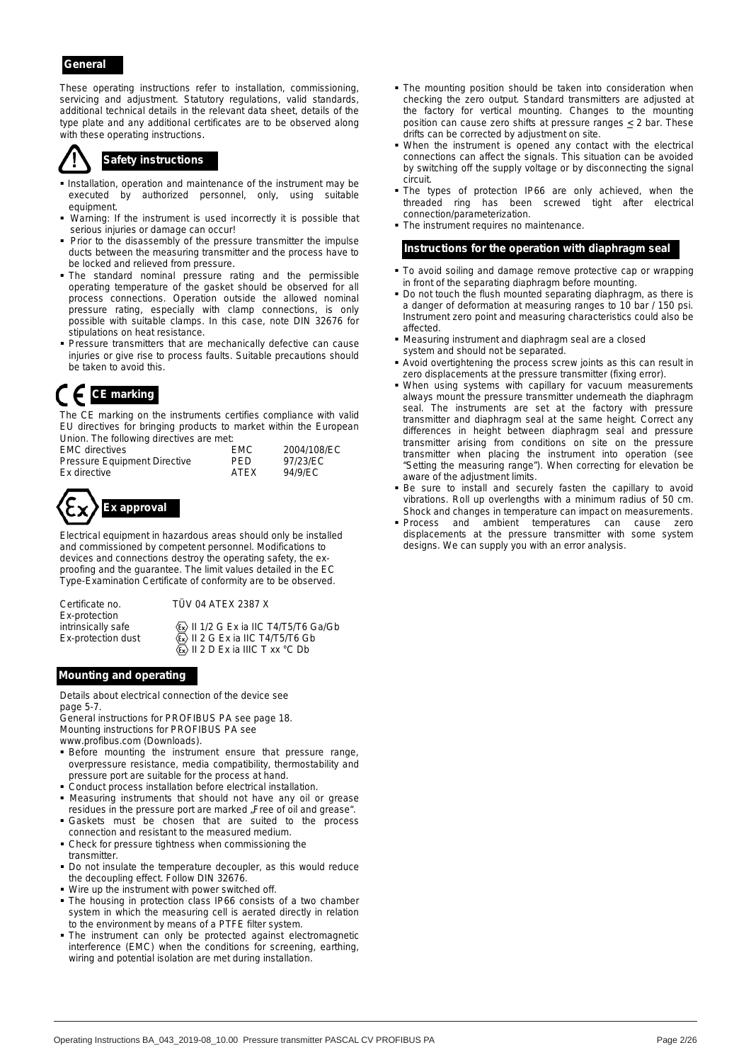## General

These operating instructions refer to installation, commissioning, servicing and adjustment. Statutory regulations, valid standards, additional technical details in the relevant data sheet, details of the type plate and any additional certificates are to be observed along with these operating instructions.

## Safety instructions

- Installation, operation and maintenance of the instrument may be executed by authorized personnel, only, using suitable equipment.
- Warning: If the instrument is used incorrectly it is possible that serious injuries or damage can occur!
- Prior to the disassembly of the pressure transmitter the impulse ducts between the measuring transmitter and the process have to be locked and relieved from pressure.
- The standard nominal pressure rating and the permissible operating temperature of the gasket should be observed for all process connections. Operation outside the allowed nominal pressure rating, especially with clamp connections, is only possible with suitable clamps. In this case, note DIN 32676 for stipulations on heat resistance.
- Pressure transmitters that are mechanically defective can cause injuries or give rise to process faults. Suitable precautions should be taken to avoid this.

## CE marking

The CE marking on the instruments certifies compliance with valid EU directives for bringing products to market within the European Union. The following directives are met:

| | | |
|---|---|---|
| EMC directives | EMC | 2004/108/EC |
| Pressure Equipment Directive | PED | 97/23/EC |
| Ex directive | ATEX | 94/9/EC |

## Ex approval

Electrical equipment in hazardous areas should only be installed and commissioned by competent personnel. Modifications to devices and connections destroy the operating safety, the ex-proofing and the guarantee. The limit values detailed in the EC Type-Examination Certificate of conformity are to be observed.

| | |
|---|---|
| Certificate no. | TÜV 04 ATEX 2387 X |
| Ex-protection intrinsically safe | Ex II 1/2 G Ex ia IIC T4/T5/T6 Ga/Gb |
| Ex-protection dust | Ex II 2 G Ex ia IIC T4/T5/T6 Gb |
| | Ex II 2 D Ex ia IIIC T xx °C Db |

## Mounting and operating

Details about electrical connection of the device see page 5-7.
General instructions for PROFIBUS PA see page 18.
Mounting instructions for PROFIBUS PA see www.profibus.com (Downloads).

- Before mounting the instrument ensure that pressure range, overpressure resistance, media compatibility, thermostability and pressure port are suitable for the process at hand.
- Conduct process installation before electrical installation.
- Measuring instruments that should not have any oil or grease residues in the pressure port are marked „Free of oil and grease".
- Gaskets must be chosen that are suited to the process connection and resistant to the measured medium.
- Check for pressure tightness when commissioning the transmitter.
- Do not insulate the temperature decoupler, as this would reduce the decoupling effect. Follow DIN 32676.
- Wire up the instrument with power switched off.
- The housing in protection class IP66 consists of a two chamber system in which the measuring cell is aerated directly in relation to the environment by means of a PTFE filter system.
- The instrument can only be protected against electromagnetic interference (EMC) when the conditions for screening, earthing, wiring and potential isolation are met during installation.
- The mounting position should be taken into consideration when checking the zero output. Standard transmitters are adjusted at the factory for vertical mounting. Changes to the mounting position can cause zero shifts at pressure ranges ≤ 2 bar. These drifts can be corrected by adjustment on site.
- When the instrument is opened any contact with the electrical connections can affect the signals. This situation can be avoided by switching off the supply voltage or by disconnecting the signal circuit.
- The types of protection IP66 are only achieved, when the threaded ring has been screwed tight after electrical connection/parameterization.
- The instrument requires no maintenance.

## Instructions for the operation with diaphragm seal

- To avoid soiling and damage remove protective cap or wrapping in front of the separating diaphragm before mounting.
- Do not touch the flush mounted separating diaphragm, as there is a danger of deformation at measuring ranges to 10 bar / 150 psi. Instrument zero point and measuring characteristics could also be affected.
- Measuring instrument and diaphragm seal are a closed system and should not be separated.
- Avoid overtightening the process screw joints as this can result in zero displacements at the pressure transmitter (fixing error).
- When using systems with capillary for vacuum measurements always mount the pressure transmitter underneath the diaphragm seal. The instruments are set at the factory with pressure transmitter and diaphragm seal at the same height. Correct any differences in height between diaphragm seal and pressure transmitter arising from conditions on site on the pressure transmitter when placing the instrument into operation (see "Setting the measuring range"). When correcting for elevation be aware of the adjustment limits.
- Be sure to install and securely fasten the capillary to avoid vibrations. Roll up overlengths with a minimum radius of 50 cm. Shock and changes in temperature can impact on measurements.
- Process and ambient temperatures can cause zero displacements at the pressure transmitter with some system designs. We can supply you with an error analysis.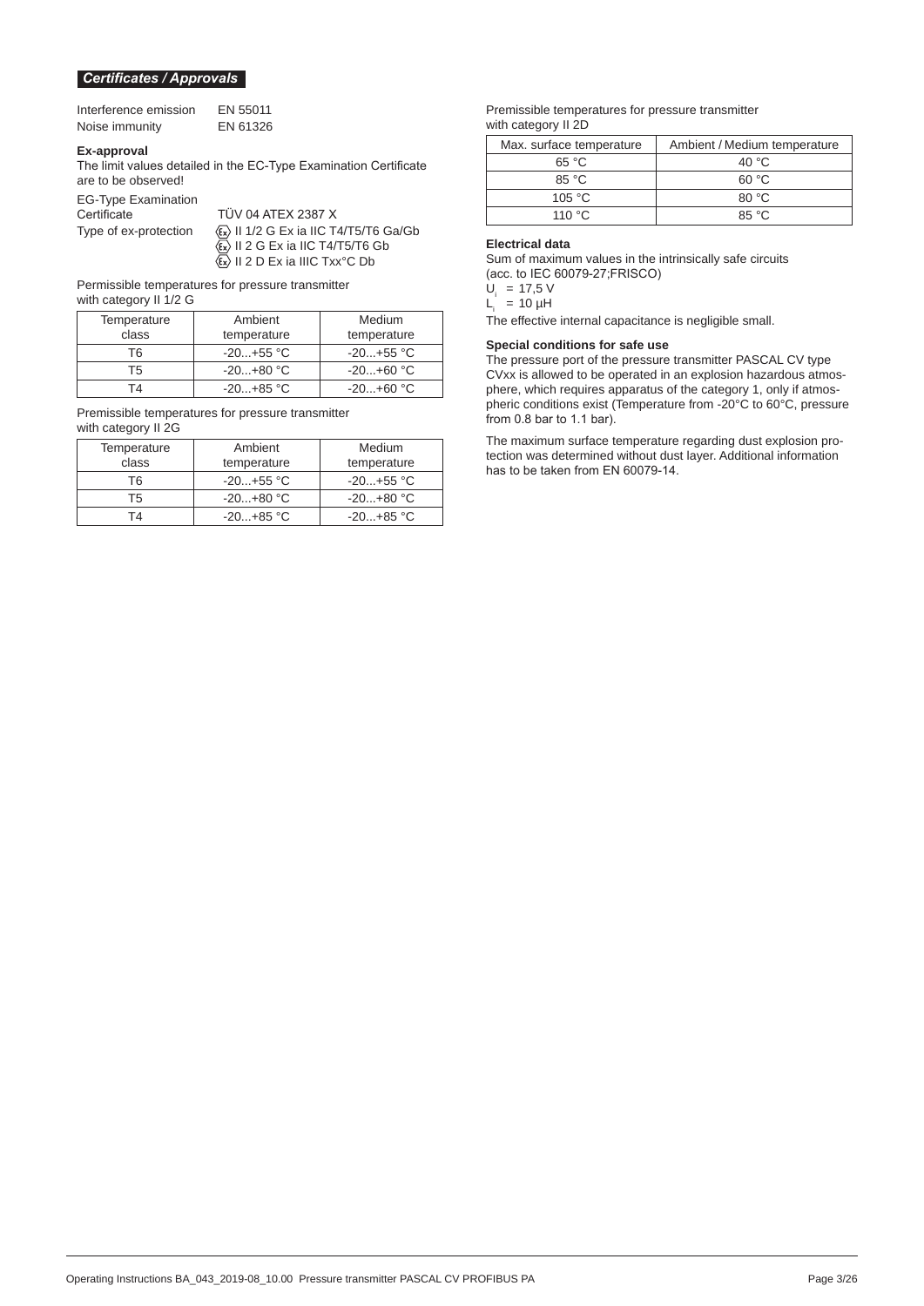## *Certificates / Approvals*

| | |
|---|---|
| Interference emission | EN 55011 |
| Noise immunity | EN 61326 |

**Ex-approval**

The limit values detailed in the EC-Type Examination Certificate are to be observed!

EG-Type Examination Certificate: TÜV 04 ATEX 2387 X

Type of ex-protection:
- ⟨Ex⟩ II 1/2 G Ex ia IIC T4/T5/T6 Ga/Gb
- ⟨Ex⟩ II 2 G Ex ia IIC T4/T5/T6 Gb
- ⟨Ex⟩ II 2 D Ex ia IIIC Txx°C Db

Permissible temperatures for pressure transmitter with category II 1/2 G

| Temperature class | Ambient temperature | Medium temperature |
|---|---|---|
| T6 | -20...+55 °C | -20...+55 °C |
| T5 | -20...+80 °C | -20...+60 °C |
| T4 | -20...+85 °C | -20...+60 °C |

Premissible temperatures for pressure transmitter with category II 2G

| Temperature class | Ambient temperature | Medium temperature |
|---|---|---|
| T6 | -20...+55 °C | -20...+55 °C |
| T5 | -20...+80 °C | -20...+80 °C |
| T4 | -20...+85 °C | -20...+85 °C |

Premissible temperatures for pressure transmitter with category II 2D

| Max. surface temperature | Ambient / Medium temperature |
|---|---|
| 65 °C | 40 °C |
| 85 °C | 60 °C |
| 105 °C | 80 °C |
| 110 °C | 85 °C |

**Electrical data**

Sum of maximum values in the intrinsically safe circuits (acc. to IEC 60079-27;FRISCO)

$U_i$ = 17,5 V

$L_i$ = 10 µH

The effective internal capacitance is negligible small.

**Special conditions for safe use**

The pressure port of the pressure transmitter PASCAL CV type CVxx is allowed to be operated in an explosion hazardous atmosphere, which requires apparatus of the category 1, only if atmospheric conditions exist (Temperature from -20°C to 60°C, pressure from 0.8 bar to 1.1 bar).

The maximum surface temperature regarding dust explosion protection was determined without dust layer. Additional information has to be taken from EN 60079-14.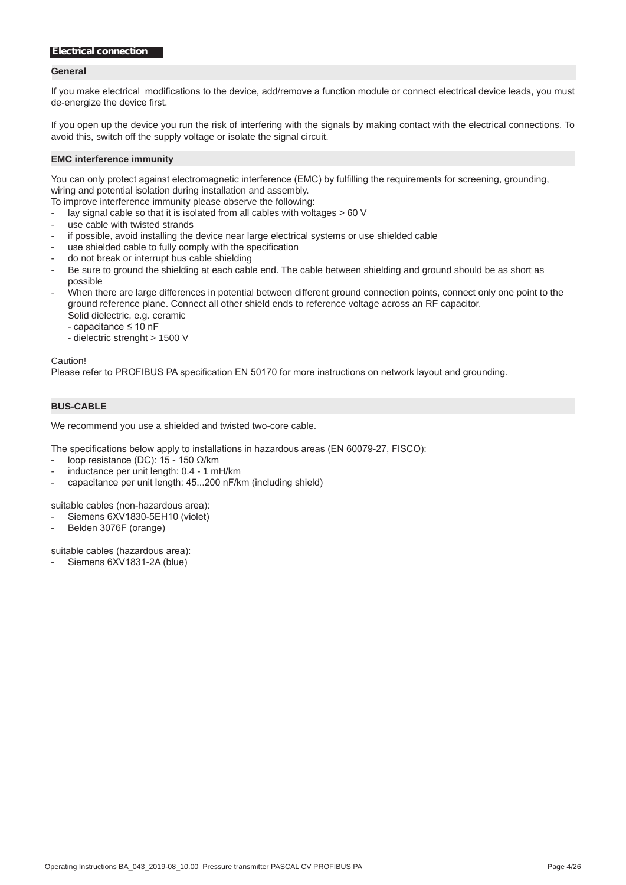# Electrical connection

## General

If you make electrical modifications to the device, add/remove a function module or connect electrical device leads, you must de-energize the device first.

If you open up the device you run the risk of interfering with the signals by making contact with the electrical connections. To avoid this, switch off the supply voltage or isolate the signal circuit.

## EMC interference immunity

You can only protect against electromagnetic interference (EMC) by fulfilling the requirements for screening, grounding, wiring and potential isolation during installation and assembly.
To improve interference immunity please observe the following:

- lay signal cable so that it is isolated from all cables with voltages > 60 V
- use cable with twisted strands
- if possible, avoid installing the device near large electrical systems or use shielded cable
- use shielded cable to fully comply with the specification
- do not break or interrupt bus cable shielding
- Be sure to ground the shielding at each cable end. The cable between shielding and ground should be as short as possible
- When there are large differences in potential between different ground connection points, connect only one point to the ground reference plane. Connect all other shield ends to reference voltage across an RF capacitor.
  Solid dielectric, e.g. ceramic
  - capacitance ≤ 10 nF
  - dielectric strenght > 1500 V

Caution!
Please refer to PROFIBUS PA specification EN 50170 for more instructions on network layout and grounding.

## BUS-CABLE

We recommend you use a shielded and twisted two-core cable.

The specifications below apply to installations in hazardous areas (EN 60079-27, FISCO):

- loop resistance (DC): 15 - 150 Ω/km
- inductance per unit length: 0.4 - 1 mH/km
- capacitance per unit length: 45...200 nF/km (including shield)

suitable cables (non-hazardous area):

- Siemens 6XV1830-5EH10 (violet)
- Belden 3076F (orange)

suitable cables (hazardous area):

- Siemens 6XV1831-2A (blue)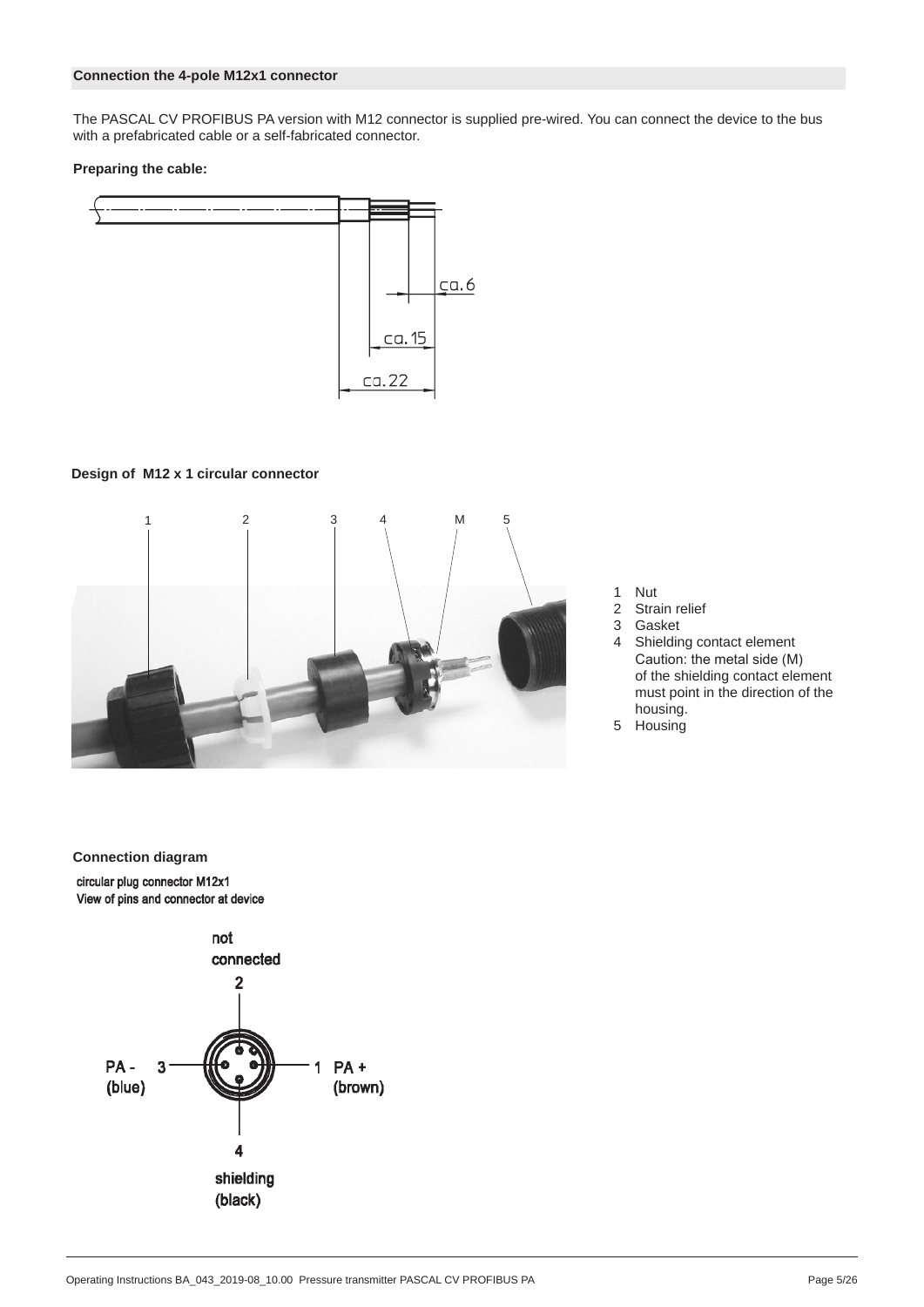## Connection the 4-pole M12x1 connector

The PASCAL CV PROFIBUS PA version with M12 connector is supplied pre-wired. You can connect the device to the bus with a prefabricated cable or a self-fabricated connector.

**Preparing the cable:**

ca. 6

ca. 15

ca. 22

**Design of M12 x 1 circular connector**

1 Nut
2 Strain relief
3 Gasket
4 Shielding contact element
   Caution: the metal side (M) of the shielding contact element must point in the direction of the housing.
5 Housing

**Connection diagram**

circular plug connector M12x1
View of pins and connector at device

- 1 PA + (brown)
- 2 not connected
- 3 PA - (blue)
- 4 shielding (black)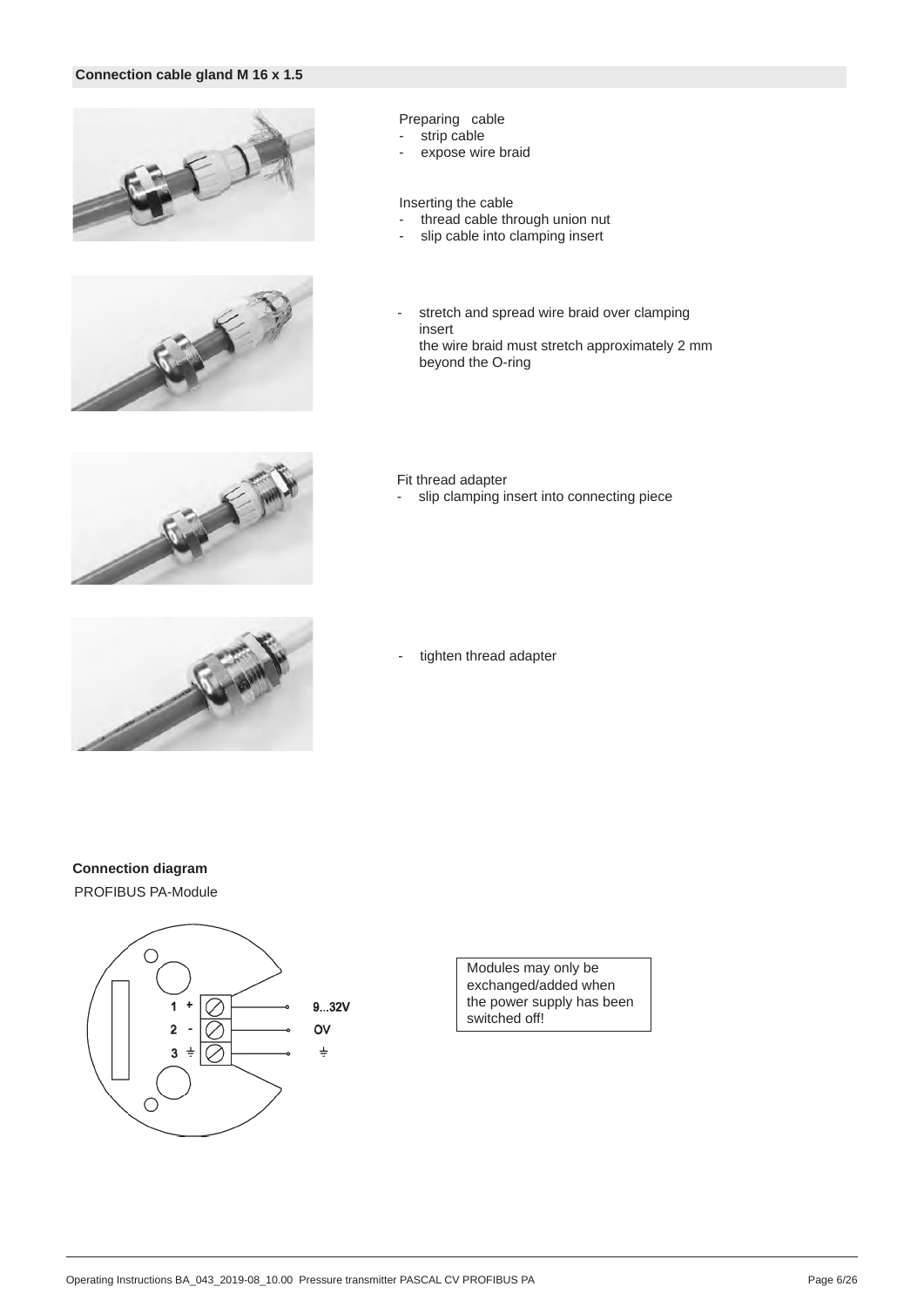## Connection cable gland M 16 x 1.5

Preparing cable
- strip cable
- expose wire braid

Inserting the cable
- thread cable through union nut
- slip cable into clamping insert

- stretch and spread wire braid over clamping insert
  the wire braid must stretch approximately 2 mm beyond the O-ring

Fit thread adapter
- slip clamping insert into connecting piece

- tighten thread adapter

## Connection diagram

PROFIBUS PA-Module

1 + 9...32V
2 - 0V
3 ⏚ ⏚

Modules may only be exchanged/added when the power supply has been switched off!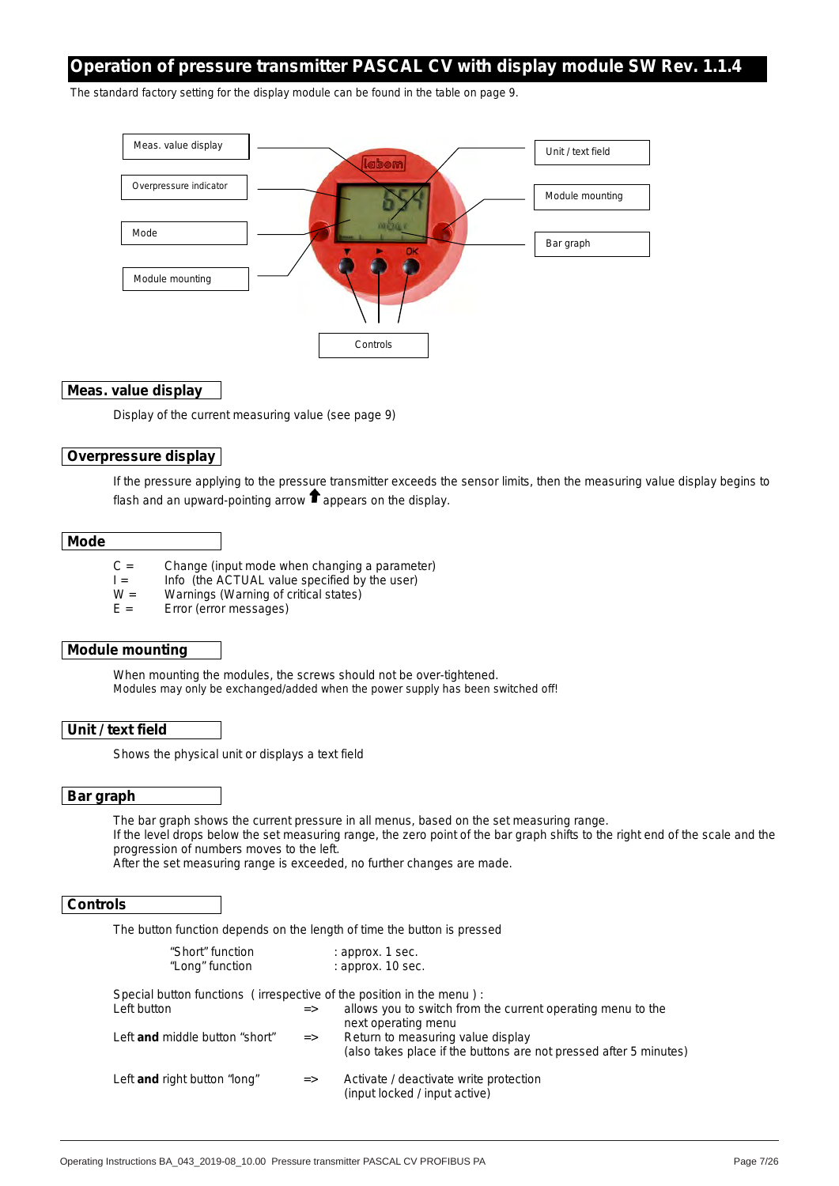# Operation of pressure transmitter PASCAL CV with display module SW Rev. 1.1.4

The standard factory setting for the display module can be found in the table on page 9.

Meas. value display

Overpressure indicator

Mode

Module mounting

Unit / text field

Module mounting

Bar graph

Controls

## Meas. value display

Display of the current measuring value (see page 9)

## Overpressure display

If the pressure applying to the pressure transmitter exceeds the sensor limits, then the measuring value display begins to flash and an upward-pointing arrow ⬆ appears on the display.

## Mode

C = Change (input mode when changing a parameter)
I = Info (the ACTUAL value specified by the user)
W = Warnings (Warning of critical states)
E = Error (error messages)

## Module mounting

When mounting the modules, the screws should not be over-tightened.
Modules may only be exchanged/added when the power supply has been switched off!

## Unit / text field

Shows the physical unit or displays a text field

## Bar graph

The bar graph shows the current pressure in all menus, based on the set measuring range.
If the level drops below the set measuring range, the zero point of the bar graph shifts to the right end of the scale and the progression of numbers moves to the left.
After the set measuring range is exceeded, no further changes are made.

## Controls

The button function depends on the length of time the button is pressed

| | |
|---|---|
| "Short" function | : approx. 1 sec. |
| "Long" function | : approx. 10 sec. |

Special button functions ( irrespective of the position in the menu ) :

| | | |
|---|---|---|
| Left button | => | allows you to switch from the current operating menu to the next operating menu |
| Left **and** middle button "short" | => | Return to measuring value display (also takes place if the buttons are not pressed after 5 minutes) |
| Left **and** right button "long" | => | Activate / deactivate write protection (input locked / input active) |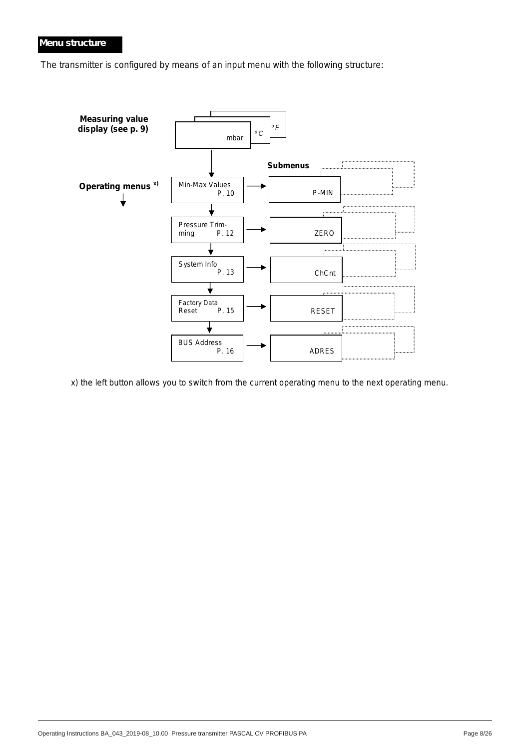## Menu structure

The transmitter is configured by means of an input menu with the following structure:

**Measuring value display (see p. 9)**

mbar | °C | °F

**Operating menus** [x)]

**Submenus**

| Operating menu | | Submenu |
|---|---|---|
| Min-Max Values P. 10 | → | P-MIN |
| Pressure Trimming P. 12 | → | ZERO |
| System Info P. 13 | → | ChCnt |
| Factory Data Reset P. 15 | → | RESET |
| BUS Address P. 16 | → | ADRES |

x) the left button allows you to switch from the current operating menu to the next operating menu.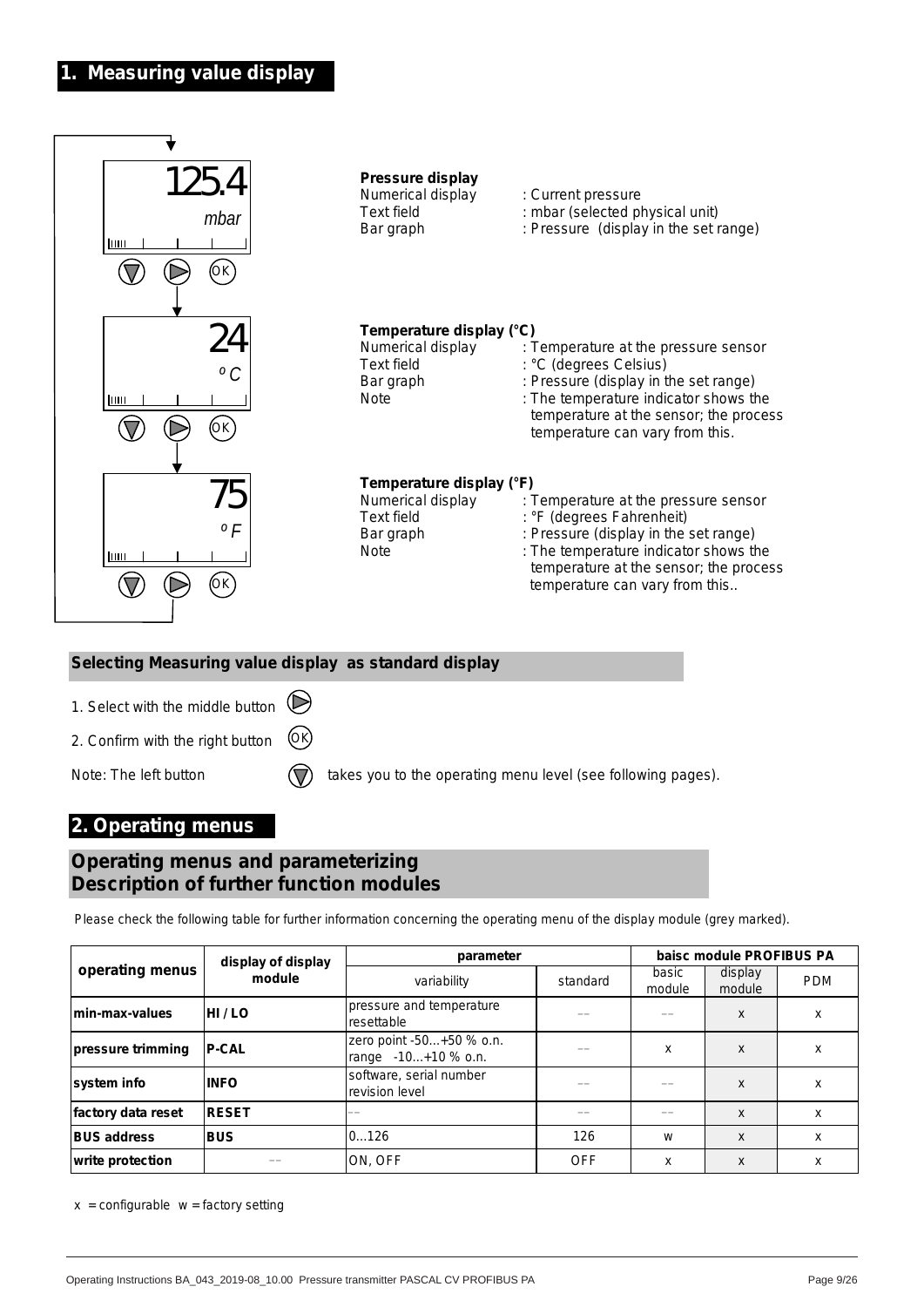# 1. Measuring value display

125.4
mbar

**Pressure display**

Numerical display : Current pressure
Text field : mbar (selected physical unit)
Bar graph : Pressure (display in the set range)

24
°C

**Temperature display (°C)**

Numerical display : Temperature at the pressure sensor
Text field : °C (degrees Celsius)
Bar graph : Pressure (display in the set range)
Note : The temperature indicator shows the temperature at the sensor; the process temperature can vary from this.

75
°F

**Temperature display (°F)**

Numerical display : Temperature at the pressure sensor
Text field : °F (degrees Fahrenheit)
Bar graph : Pressure (display in the set range)
Note : The temperature indicator shows the temperature at the sensor; the process temperature can vary from this..

## Selecting Measuring value display as standard display

1. Select with the middle button
2. Confirm with the right button (OK)

Note: The left button takes you to the operating menu level (see following pages).

# 2. Operating menus

## Operating menus and parameterizing Description of further function modules

Please check the following table for further information concerning the operating menu of the display module (grey marked).

| operating menus | display of display module | parameter | | baisc module PROFIBUS PA | | |
|---|---|---|---|---|---|---|
| | | variability | standard | basic module | display module | PDM |
| min-max-values | HI / LO | pressure and temperature resettable | -- | -- | x | x |
| pressure trimming | P-CAL | zero point -50...+50 % o.n. range -10...+10 % o.n. | -- | x | x | x |
| system info | INFO | software, serial number revision level | -- | -- | x | x |
| factory data reset | RESET | -- | -- | -- | x | x |
| BUS address | BUS | 0...126 | 126 | w | x | x |
| write protection | -- | ON, OFF | OFF | x | x | x |

x = configurable w = factory setting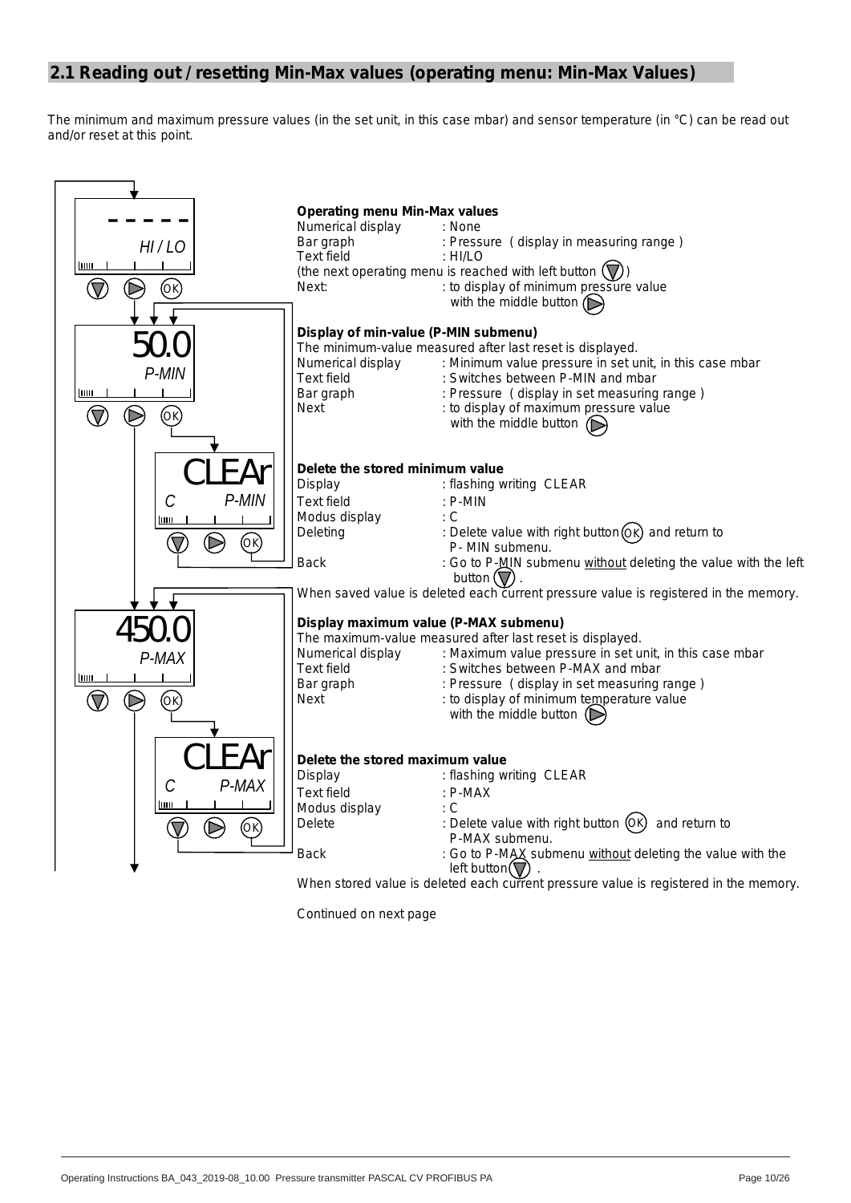## 2.1 Reading out / resetting Min-Max values (operating menu: Min-Max Values)

The minimum and maximum pressure values (in the set unit, in this case mbar) and sensor temperature (in °C) can be read out and/or reset at this point.

**Operating menu Min-Max values**

| | |
|---|---|
| Numerical display | : None |
| Bar graph | : Pressure ( display in measuring range ) |
| Text field | : HI/LO |

(the next operating menu is reached with left button ▽)

| | |
|---|---|
| Next: | : to display of minimum pressure value with the middle button ▷ |

**Display of min-value (P-MIN submenu)**

The minimum-value measured after last reset is displayed.

| | |
|---|---|
| Numerical display | : Minimum value pressure in set unit, in this case mbar |
| Text field | : Switches between P-MIN and mbar |
| Bar graph | : Pressure ( display in set measuring range ) |
| Next | : to display of maximum pressure value with the middle button ▷ |

**Delete the stored minimum value**

| | |
|---|---|
| Display | : flashing writing CLEAR |
| Text field | : P-MIN |
| Modus display | : C |
| Deleting | : Delete value with right button OK and return to P- MIN submenu. |
| Back | : Go to P-MIN submenu without deleting the value with the left button ▽ . |

When saved value is deleted each current pressure value is registered in the memory.

**Display maximum value (P-MAX submenu)**

The maximum-value measured after last reset is displayed.

| | |
|---|---|
| Numerical display | : Maximum value pressure in set unit, in this case mbar |
| Text field | : Switches between P-MAX and mbar |
| Bar graph | : Pressure ( display in set measuring range ) |
| Next | : to display of minimum temperature value with the middle button ▷ |

**Delete the stored maximum value**

| | |
|---|---|
| Display | : flashing writing CLEAR |
| Text field | : P-MAX |
| Modus display | : C |
| Delete | : Delete value with right button OK and return to P-MAX submenu. |
| Back | : Go to P-MAX submenu without deleting the value with the left button ▽ . |

When stored value is deleted each current pressure value is registered in the memory.

Continued on next page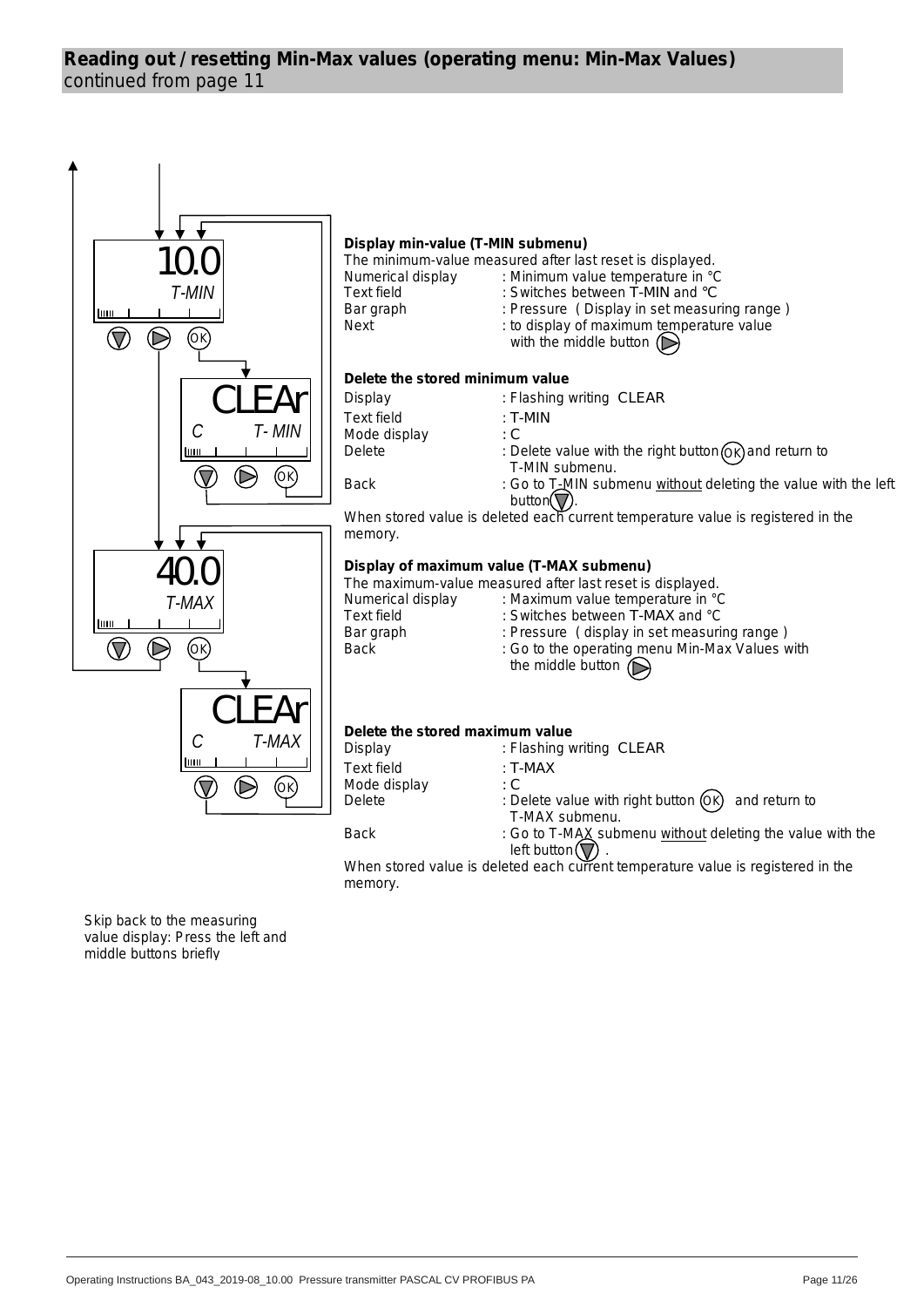## Reading out / resetting Min-Max values (operating menu: Min-Max Values)

continued from page 11

10.0
T-MIN

CLEAr
C T- MIN

40.0
T-MAX

CLEAr
C T-MAX

### Display min-value (T-MIN submenu)

The minimum-value measured after last reset is displayed.

| | |
|---|---|
| Numerical display | : Minimum value temperature in °C |
| Text field | : Switches between T-MIN and °C |
| Bar graph | : Pressure ( Display in set measuring range ) |
| Next | : to display of maximum temperature value with the middle button (▷) |

### Delete the stored minimum value

| | |
|---|---|
| Display | : Flashing writing CLEAR |
| Text field | : T-MIN |
| Mode display | : C |
| Delete | : Delete value with the right button (OK) and return to T-MIN submenu. |
| Back | : Go to T-MIN submenu without deleting the value with the left button (▽). |

When stored value is deleted each current temperature value is registered in the memory.

### Display of maximum value (T-MAX submenu)

The maximum-value measured after last reset is displayed.

| | |
|---|---|
| Numerical display | : Maximum value temperature in °C |
| Text field | : Switches between T-MAX and °C |
| Bar graph | : Pressure ( display in set measuring range ) |
| Back | : Go to the operating menu Min-Max Values with the middle button (▷) |

### Delete the stored maximum value

| | |
|---|---|
| Display | : Flashing writing CLEAR |
| Text field | : T-MAX |
| Mode display | : C |
| Delete | : Delete value with right button (OK) and return to T-MAX submenu. |
| Back | : Go to T-MAX submenu without deleting the value with the left button (▽) . |

When stored value is deleted each current temperature value is registered in the memory.

Skip back to the measuring value display: Press the left and middle buttons briefly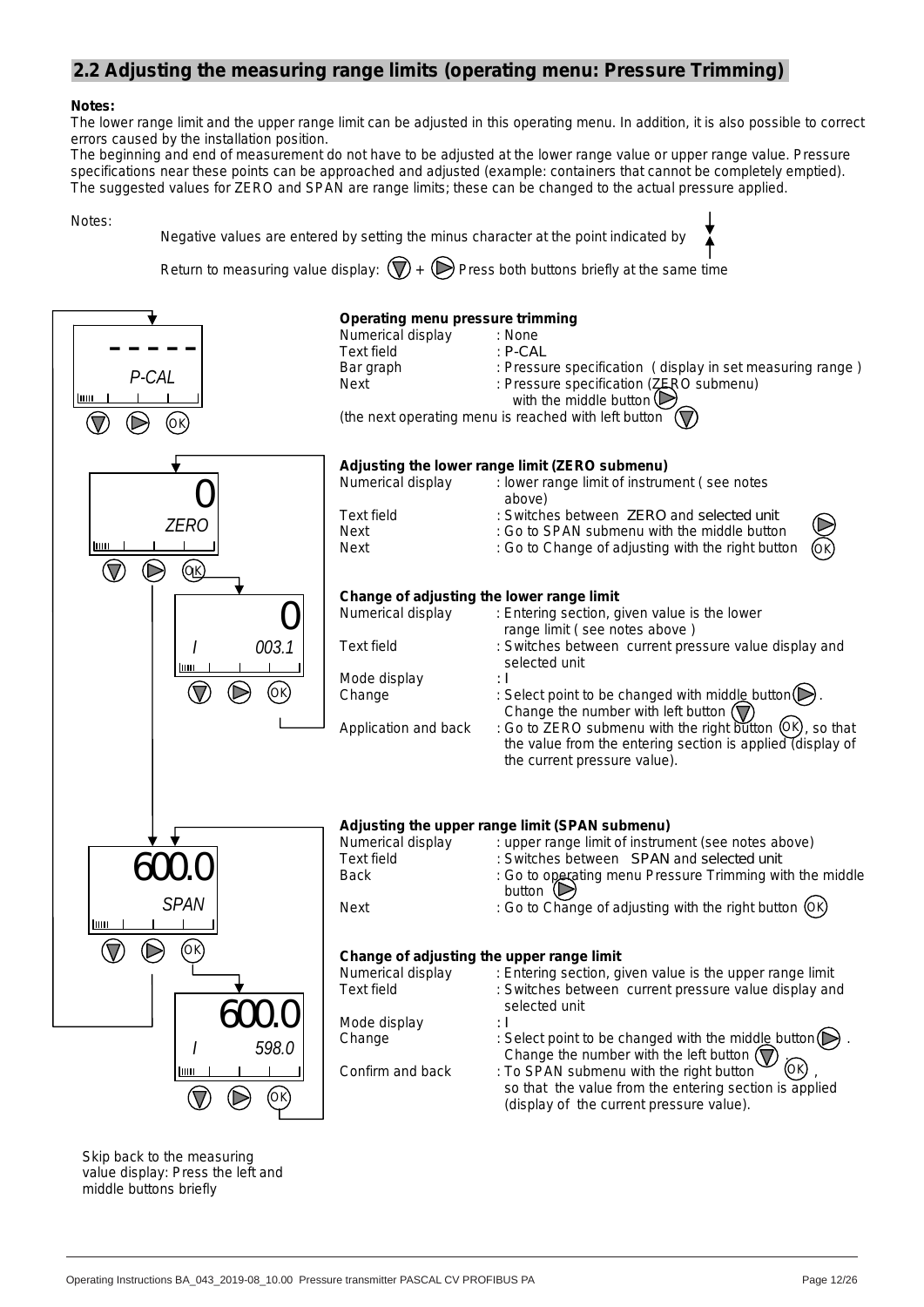## 2.2 Adjusting the measuring range limits (operating menu: Pressure Trimming)

**Notes:**
The lower range limit and the upper range limit can be adjusted in this operating menu. In addition, it is also possible to correct errors caused by the installation position.
The beginning and end of measurement do not have to be adjusted at the lower range value or upper range value. Pressure specifications near these points can be approached and adjusted (example: containers that cannot be completely emptied).
The suggested values for ZERO and SPAN are range limits; these can be changed to the actual pressure applied.

Notes:

Negative values are entered by setting the minus character at the point indicated by

Return to measuring value display: ▽ + ▷ Press both buttons briefly at the same time

Display: ----- / P-CAL

**Operating menu pressure trimming**

| | |
|---|---|
| Numerical display | : None |
| Text field | : P-CAL |
| Bar graph | : Pressure specification ( display in set measuring range ) |
| Next | : Pressure specification (ZERO submenu) with the middle button ▷ |

(the next operating menu is reached with left button ▽)

Display: 0 / ZERO

**Adjusting the lower range limit (ZERO submenu)**

| | |
|---|---|
| Numerical display | : lower range limit of instrument ( see notes above) |
| Text field | : Switches between ZERO and selected unit |
| Next | : Go to SPAN submenu with the middle button ▷ |
| Next | : Go to Change of adjusting with the right button OK |

Display: 0 / I 003.1

**Change of adjusting the lower range limit**

| | |
|---|---|
| Numerical display | : Entering section, given value is the lower range limit ( see notes above ) |
| Text field | : Switches between current pressure value display and selected unit |
| Mode display | : I |
| Change | : Select point to be changed with middle button ▷. Change the number with left button ▽ |
| Application and back | : Go to ZERO submenu with the right button OK, so that the value from the entering section is applied (display of the current pressure value). |

Display: 600.0 / SPAN

**Adjusting the upper range limit (SPAN submenu)**

| | |
|---|---|
| Numerical display | : upper range limit of instrument (see notes above) |
| Text field | : Switches between SPAN and selected unit |
| Back | : Go to operating menu Pressure Trimming with the middle button ▷ |
| Next | : Go to Change of adjusting with the right button OK |

Display: 600.0 / I 598.0

**Change of adjusting the upper range limit**

| | |
|---|---|
| Numerical display | : Entering section, given value is the upper range limit |
| Text field | : Switches between current pressure value display and selected unit |
| Mode display | : I |
| Change | : Select point to be changed with the middle button ▷. Change the number with the left button ▽. |
| Confirm and back | : To SPAN submenu with the right button OK, so that the value from the entering section is applied (display of the current pressure value). |

Skip back to the measuring value display: Press the left and middle buttons briefly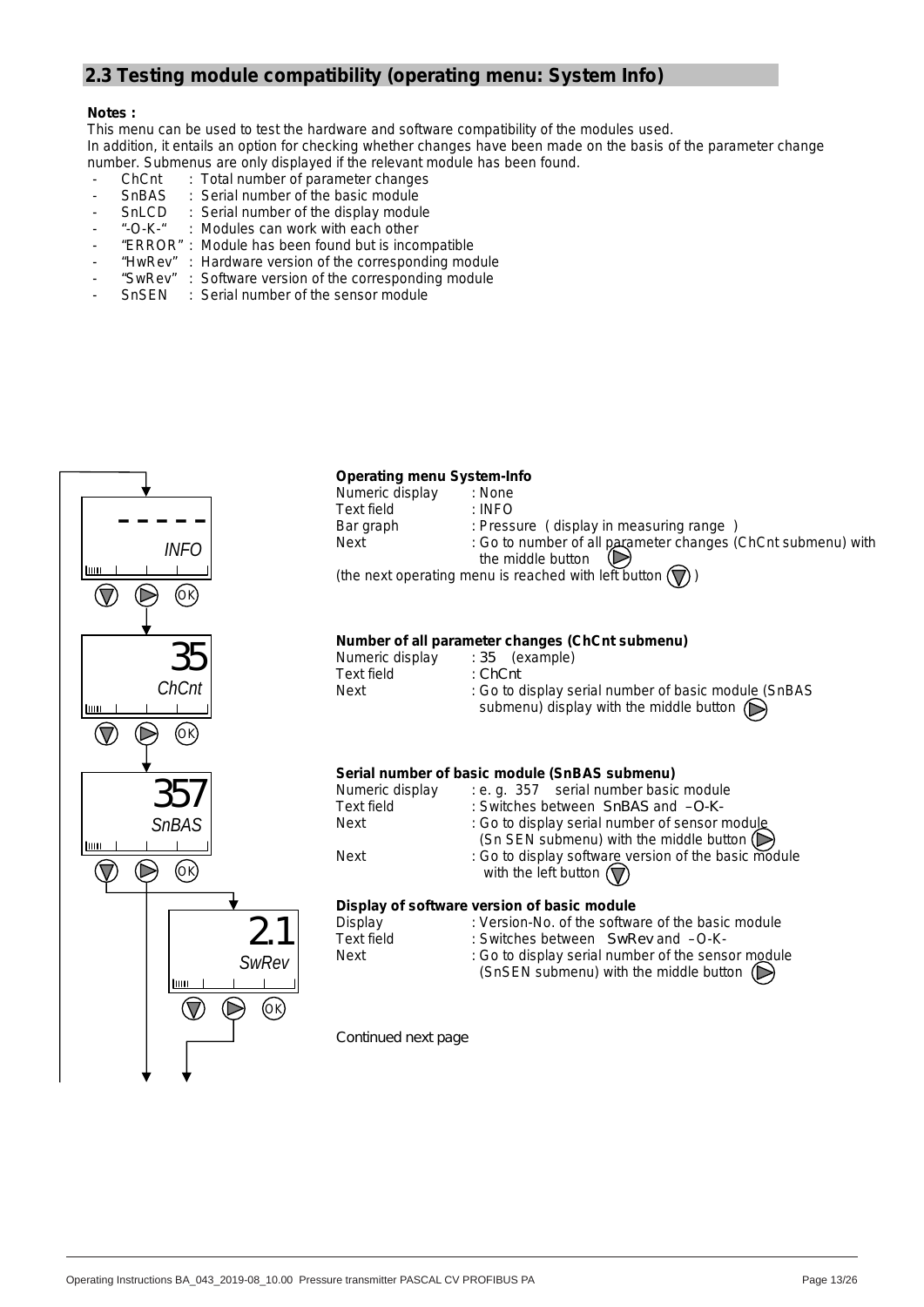## 2.3 Testing module compatibility (operating menu: System Info)

**Notes :**

This menu can be used to test the hardware and software compatibility of the modules used.
In addition, it entails an option for checking whether changes have been made on the basis of the parameter change number. Submenus are only displayed if the relevant module has been found.

- ChCnt : Total number of parameter changes
- SnBAS : Serial number of the basic module
- SnLCD : Serial number of the display module
- "-O-K-" : Modules can work with each other
- "ERROR" : Module has been found but is incompatible
- "HwRev" : Hardware version of the corresponding module
- "SwRev" : Software version of the corresponding module
- SnSEN : Serial number of the sensor module

**Operating menu System-Info**

Numeric display : None
Text field : INFO
Bar graph : Pressure ( display in measuring range )
Next : Go to number of all parameter changes (ChCnt submenu) with the middle button
(the next operating menu is reached with left button )

**Number of all parameter changes (ChCnt submenu)**

Numeric display : 35 (example)
Text field : ChCnt
Next : Go to display serial number of basic module (SnBAS submenu) display with the middle button

**Serial number of basic module (SnBAS submenu)**

Numeric display : e. g. 357 serial number basic module
Text field : Switches between SnBAS and –O-K-
Next : Go to display serial number of sensor module (Sn SEN submenu) with the middle button
Next : Go to display software version of the basic module with the left button

**Display of software version of basic module**

Display : Version-No. of the software of the basic module
Text field : Switches between SwRev and –O-K-
Next : Go to display serial number of the sensor module (SnSEN submenu) with the middle button

Continued next page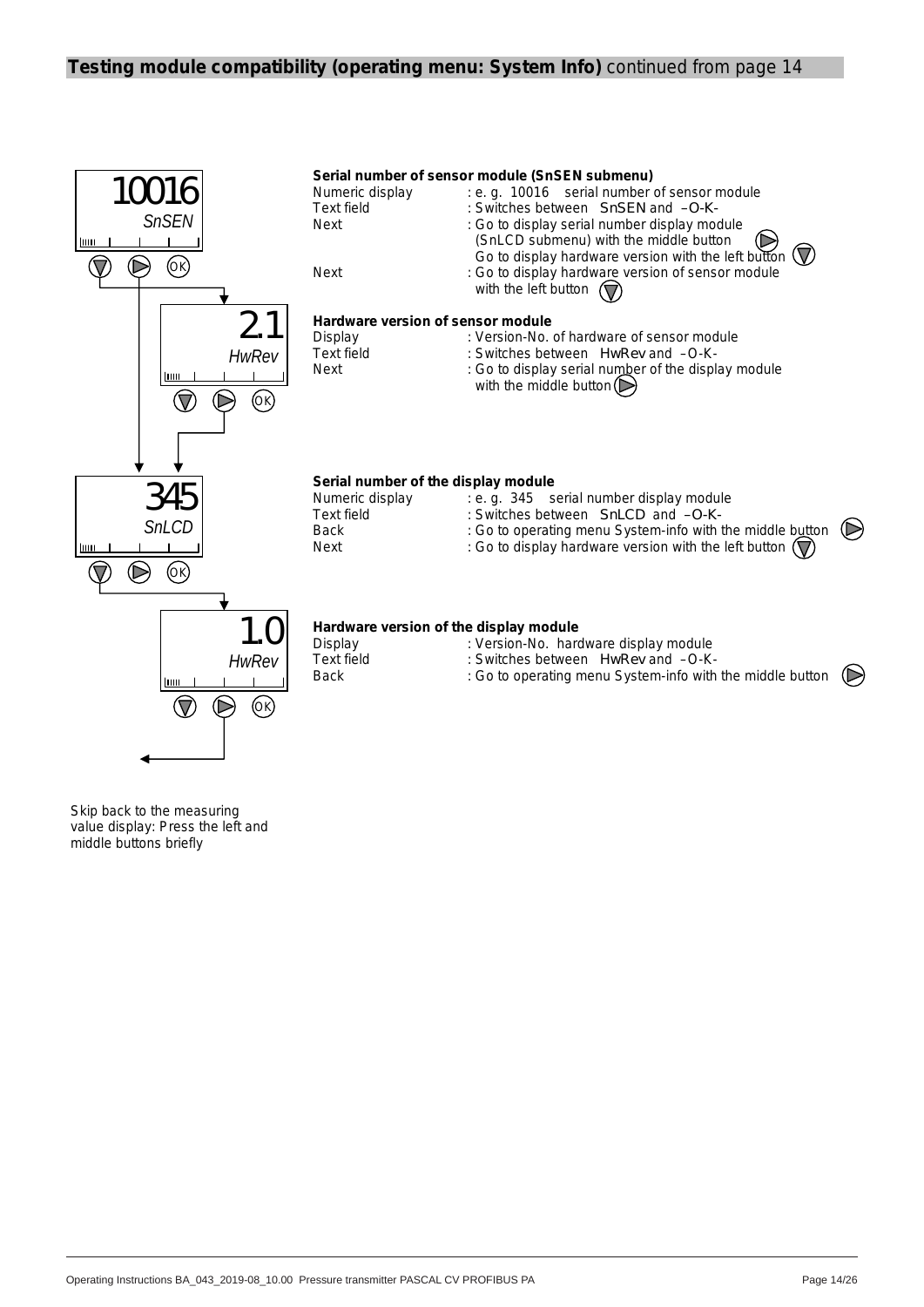## Testing module compatibility (operating menu: System Info) continued from page 14

10016
SnSEN

**Serial number of sensor module (SnSEN submenu)**

| | |
|---|---|
| Numeric display | : e. g. 10016 serial number of sensor module |
| Text field | : Switches between SnSEN and –O-K- |
| Next | : Go to display serial number display module (SnLCD submenu) with the middle button Go to display hardware version with the left button |
| Next | : Go to display hardware version of sensor module with the left button |

2.1
HwRev

**Hardware version of sensor module**

| | |
|---|---|
| Display | : Version-No. of hardware of sensor module |
| Text field | : Switches between HwRev and –O-K- |
| Next | : Go to display serial number of the display module with the middle button |

345
SnLCD

**Serial number of the display module**

| | |
|---|---|
| Numeric display | : e. g. 345 serial number display module |
| Text field | : Switches between SnLCD and –O-K- |
| Back | : Go to operating menu System-info with the middle button |
| Next | : Go to display hardware version with the left button |

1.0
HwRev

**Hardware version of the display module**

| | |
|---|---|
| Display | : Version-No. hardware display module |
| Text field | : Switches between HwRev and –O-K- |
| Back | : Go to operating menu System-info with the middle button |

Skip back to the measuring value display: Press the left and middle buttons briefly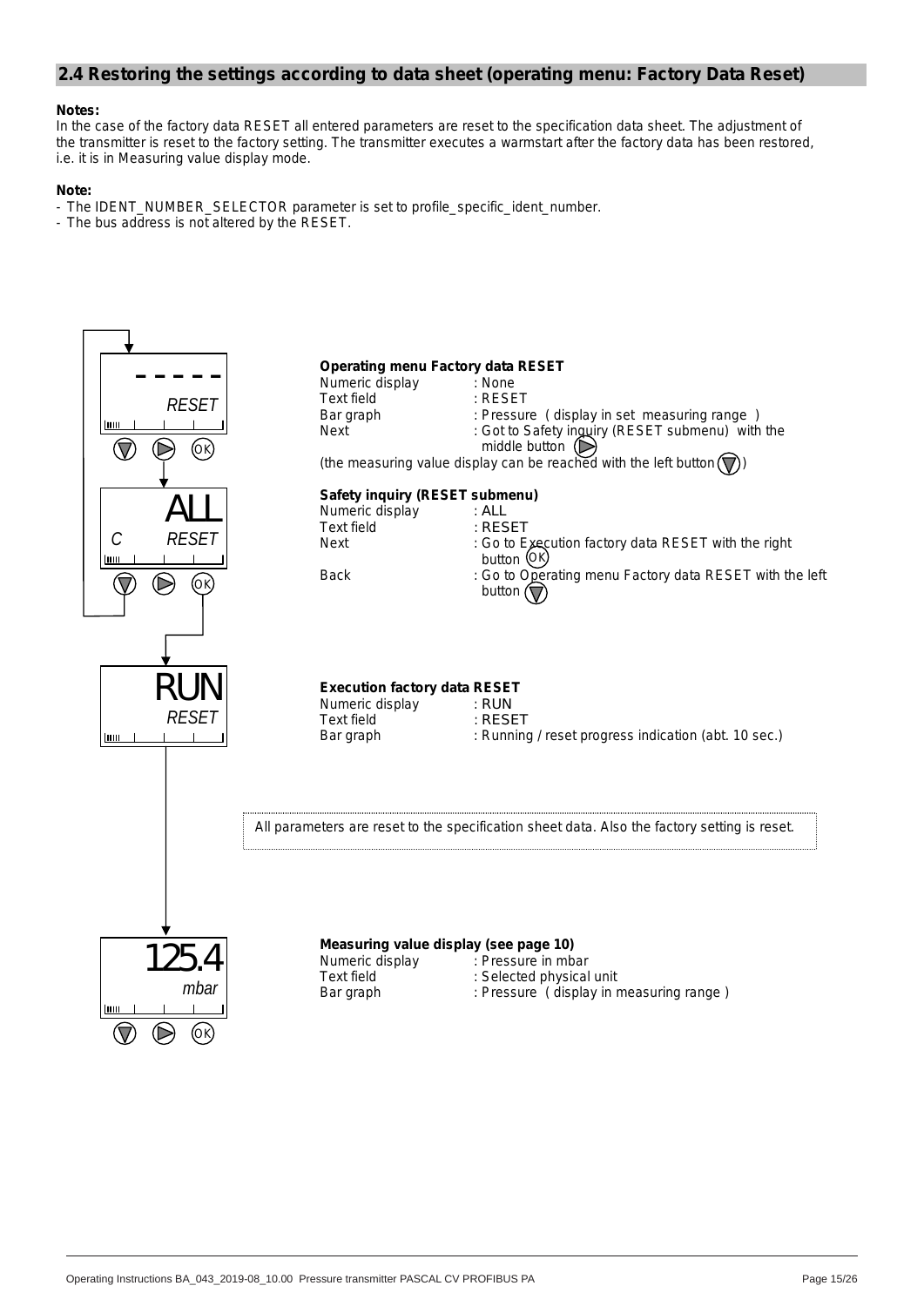## 2.4 Restoring the settings according to data sheet (operating menu: Factory Data Reset)

**Notes:**
In the case of the factory data RESET all entered parameters are reset to the specification data sheet. The adjustment of the transmitter is reset to the factory setting. The transmitter executes a warmstart after the factory data has been restored, i.e. it is in Measuring value display mode.

**Note:**
- The IDENT_NUMBER_SELECTOR parameter is set to profile_specific_ident_number.
- The bus address is not altered by the RESET.

**Operating menu Factory data RESET**

| | |
|---|---|
| Numeric display | : None |
| Text field | : RESET |
| Bar graph | : Pressure (display in set measuring range) |
| Next | : Got to Safety inquiry (RESET submenu) with the middle button (▷) |

(the measuring value display can be reached with the left button (▽))

**Safety inquiry (RESET submenu)**

| | |
|---|---|
| Numeric display | : ALL |
| Text field | : RESET |
| Next | : Go to Execution factory data RESET with the right button (OK) |
| Back | : Go to Operating menu Factory data RESET with the left button (▽) |

**Execution factory data RESET**

| | |
|---|---|
| Numeric display | : RUN |
| Text field | : RESET |
| Bar graph | : Running / reset progress indication (abt. 10 sec.) |

All parameters are reset to the specification sheet data. Also the factory setting is reset.

**Measuring value display (see page 10)**

| | |
|---|---|
| Numeric display | : Pressure in mbar |
| Text field | : Selected physical unit |
| Bar graph | : Pressure (display in measuring range) |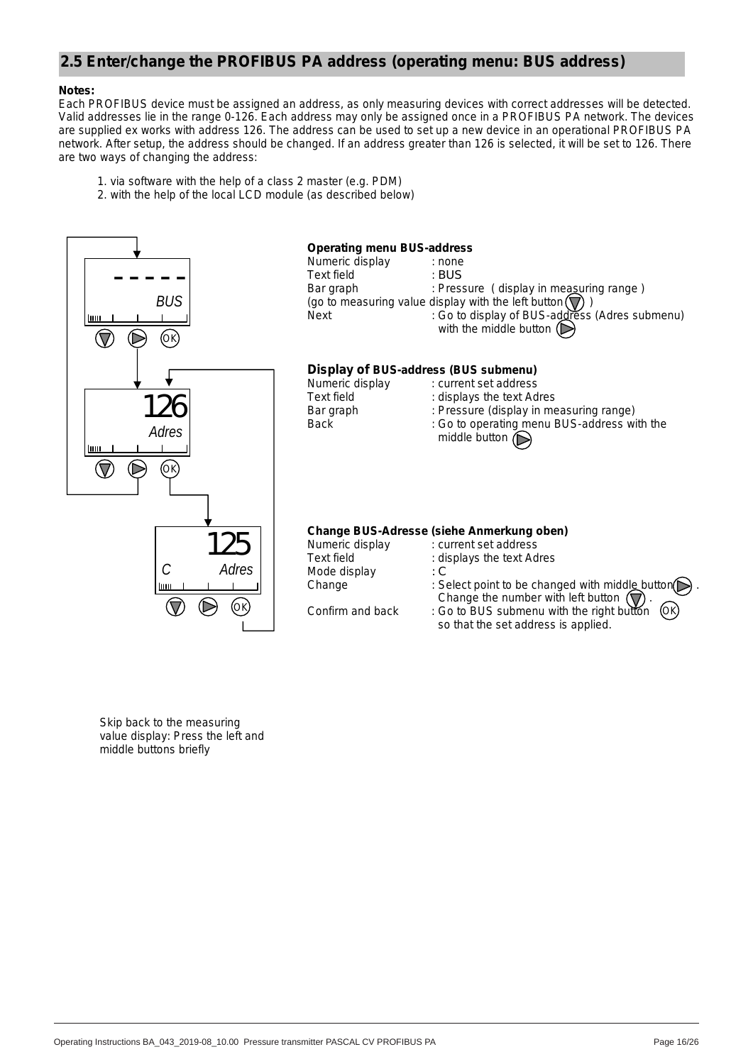## 2.5 Enter/change the PROFIBUS PA address (operating menu: BUS address)

**Notes:**
Each PROFIBUS device must be assigned an address, as only measuring devices with correct addresses will be detected. Valid addresses lie in the range 0-126. Each address may only be assigned once in a PROFIBUS PA network. The devices are supplied ex works with address 126. The address can be used to set up a new device in an operational PROFIBUS PA network. After setup, the address should be changed. If an address greater than 126 is selected, it will be set to 126. There are two ways of changing the address:

1. via software with the help of a class 2 master (e.g. PDM)
2. with the help of the local LCD module (as described below)

- - - - -
BUS

**Operating menu BUS-address**

| | |
|---|---|
| Numeric display | : none |
| Text field | : BUS |
| Bar graph | : Pressure ( display in measuring range ) |
| (go to measuring value display with the left button ▽ ) | |
| Next | : Go to display of BUS-address (Adres submenu) with the middle button ▷ |

126
Adres

**Display of BUS-address (BUS submenu)**

| | |
|---|---|
| Numeric display | : current set address |
| Text field | : displays the text Adres |
| Bar graph | : Pressure (display in measuring range) |
| Back | : Go to operating menu BUS-address with the middle button ▷ |

125
C Adres

**Change BUS-Adresse (siehe Anmerkung oben)**

| | |
|---|---|
| Numeric display | : current set address |
| Text field | : displays the text Adres |
| Mode display | : C |
| Change | : Select point to be changed with middle button ▷ . Change the number with left button ▽ . |
| Confirm and back | : Go to BUS submenu with the right button OK so that the set address is applied. |

Skip back to the measuring value display: Press the left and middle buttons briefly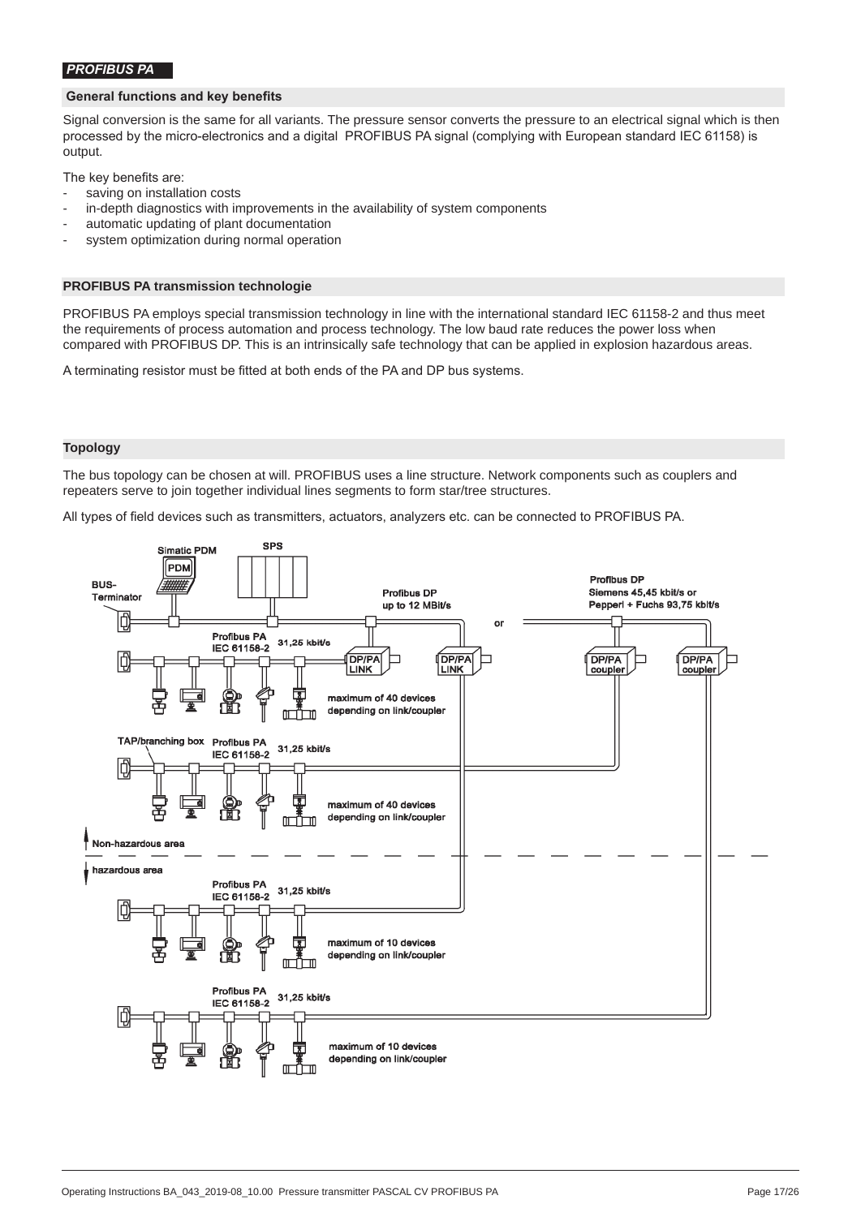## *PROFIBUS PA*

### General functions and key benefits

Signal conversion is the same for all variants. The pressure sensor converts the pressure to an electrical signal which is then processed by the micro-electronics and a digital PROFIBUS PA signal (complying with European standard IEC 61158) is output.

The key benefits are:

- saving on installation costs
- in-depth diagnostics with improvements in the availability of system components
- automatic updating of plant documentation
- system optimization during normal operation

### PROFIBUS PA transmission technologie

PROFIBUS PA employs special transmission technology in line with the international standard IEC 61158-2 and thus meet the requirements of process automation and process technology. The low baud rate reduces the power loss when compared with PROFIBUS DP. This is an intrinsically safe technology that can be applied in explosion hazardous areas.

A terminating resistor must be fitted at both ends of the PA and DP bus systems.

### Topology

The bus topology can be chosen at will. PROFIBUS uses a line structure. Network components such as couplers and repeaters serve to join together individual lines segments to form star/tree structures.

All types of field devices such as transmitters, actuators, analyzers etc. can be connected to PROFIBUS PA.

Simatic PDM
SPS
BUS-Terminator
Profibus DP up to 12 MBit/s
or
Profibus DP Siemens 45,45 kbit/s or Pepperl + Fuchs 93,75 kbit/s
Profibus PA IEC 61158-2 31,25 kbit/s
DP/PA LINK
DP/PA LINK
DP/PA coupler
DP/PA coupler
maximum of 40 devices depending on link/coupler
TAP/branching box
Profibus PA IEC 61158-2 31,25 kbit/s
maximum of 40 devices depending on link/coupler
Non-hazardous area
hazardous area
Profibus PA IEC 61158-2 31,25 kbit/s
maximum of 10 devices depending on link/coupler
Profibus PA IEC 61158-2 31,25 kbit/s
maximum of 10 devices depending on link/coupler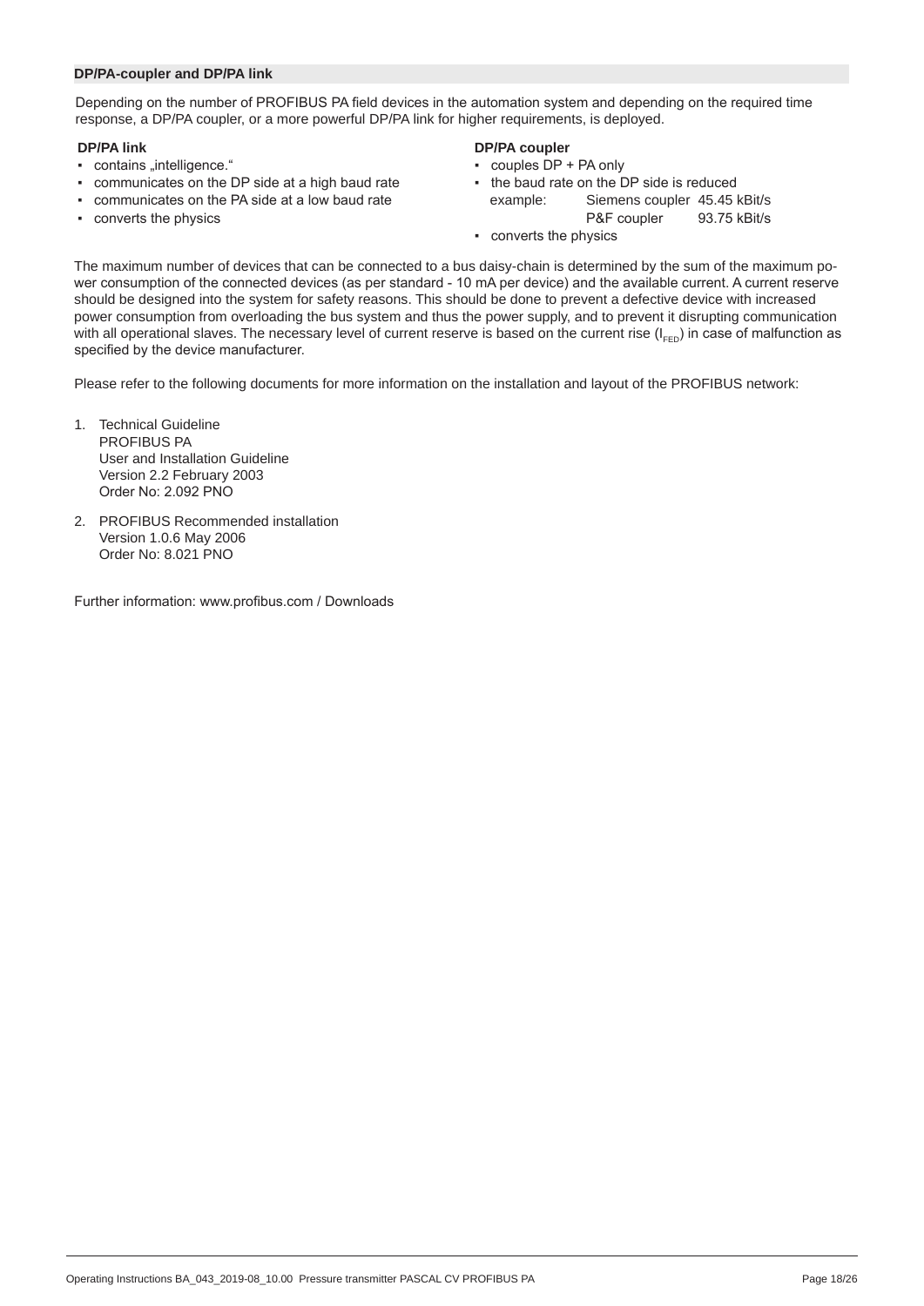## DP/PA-coupler and DP/PA link

Depending on the number of PROFIBUS PA field devices in the automation system and depending on the required time response, a DP/PA coupler, or a more powerful DP/PA link for higher requirements, is deployed.

**DP/PA link**

- contains „intelligence."
- communicates on the DP side at a high baud rate
- communicates on the PA side at a low baud rate
- converts the physics

**DP/PA coupler**

- couples DP + PA only
- the baud rate on the DP side is reduced
  example: Siemens coupler 45.45 kBit/s
  P&F coupler 93.75 kBit/s
- converts the physics

The maximum number of devices that can be connected to a bus daisy-chain is determined by the sum of the maximum power consumption of the connected devices (as per standard - 10 mA per device) and the available current. A current reserve should be designed into the system for safety reasons. This should be done to prevent a defective device with increased power consumption from overloading the bus system and thus the power supply, and to prevent it disrupting communication with all operational slaves. The necessary level of current reserve is based on the current rise ($I_{FED}$) in case of malfunction as specified by the device manufacturer.

Please refer to the following documents for more information on the installation and layout of the PROFIBUS network:

1. Technical Guideline
   PROFIBUS PA
   User and Installation Guideline
   Version 2.2 February 2003
   Order No: 2.092 PNO

2. PROFIBUS Recommended installation
   Version 1.0.6 May 2006
   Order No: 8.021 PNO

Further information: www.profibus.com / Downloads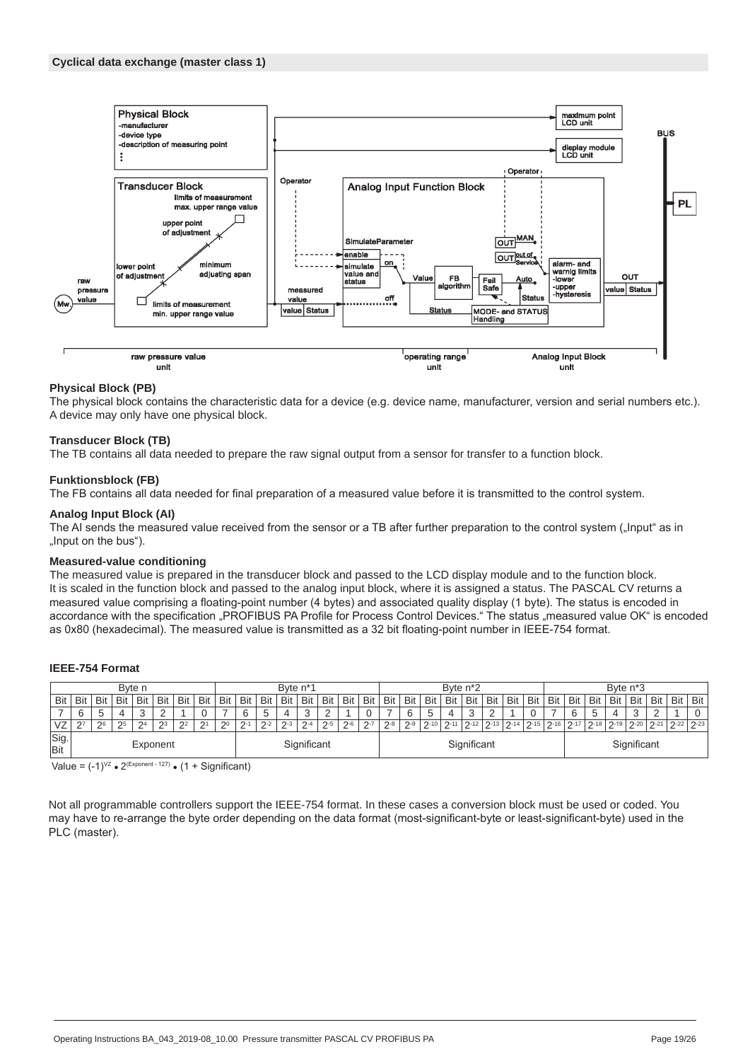## Cyclical data exchange (master class 1)

### Physical Block (PB)

The physical block contains the characteristic data for a device (e.g. device name, manufacturer, version and serial numbers etc.). A device may only have one physical block.

### Transducer Block (TB)

The TB contains all data needed to prepare the raw signal output from a sensor for transfer to a function block.

### Funktionsblock (FB)

The FB contains all data needed for final preparation of a measured value before it is transmitted to the control system.

### Analog Input Block (AI)

The AI sends the measured value received from the sensor or a TB after further preparation to the control system („Input“ as in „Input on the bus“).

### Measured-value conditioning

The measured value is prepared in the transducer block and passed to the LCD display module and to the function block. It is scaled in the function block and passed to the analog input block, where it is assigned a status. The PASCAL CV returns a measured value comprising a floating-point number (4 bytes) and associated quality display (1 byte). The status is encoded in accordance with the specification „PROFIBUS PA Profile for Process Control Devices.“ The status „measured value OK“ is encoded as 0x80 (hexadecimal). The measured value is transmitted as a 32 bit floating-point number in IEEE-754 format.

### IEEE-754 Format

| Byte n | | | | | | | | Byte n*1 | | | | | | | | Byte n*2 | | | | | | | | Byte n*3 | | | | | | | |
|---|---|---|---|---|---|---|---|---|---|---|---|---|---|---|---|---|---|---|---|---|---|---|---|---|---|---|---|---|---|---|---|
| Bit | Bit | Bit | Bit | Bit | Bit | Bit | Bit | Bit | Bit | Bit | Bit | Bit | Bit | Bit | Bit | Bit | Bit | Bit | Bit | Bit | Bit | Bit | Bit | Bit | Bit | Bit | Bit | Bit | Bit | Bit | Bit |
| 7 | 6 | 5 | 4 | 3 | 2 | 1 | 0 | 7 | 6 | 5 | 4 | 3 | 2 | 1 | 0 | 7 | 6 | 5 | 4 | 3 | 2 | 1 | 0 | 7 | 6 | 5 | 4 | 3 | 2 | 1 | 0 |
| VZ | $2^7$ | $2^6$ | $2^5$ | $2^4$ | $2^3$ | $2^2$ | $2^1$ | $2^0$ | $2^{-1}$ | $2^{-2}$ | $2^{-3}$ | $2^{-4}$ | $2^{-5}$ | $2^{-6}$ | $2^{-7}$ | $2^{-8}$ | $2^{-9}$ | $2^{-10}$ | $2^{-11}$ | $2^{-12}$ | $2^{-13}$ | $2^{-14}$ | $2^{-15}$ | $2^{-16}$ | $2^{-17}$ | $2^{-18}$ | $2^{-19}$ | $2^{-20}$ | $2^{-21}$ | $2^{-22}$ | $2^{-23}$ |
| Sig. Bit | Exponent | | | | | | | | Significant | | | | | | | | Significant | | | | | | | | Significant | | | | | | |

Value = $(-1)^{VZ} \bullet 2^{(Exponent - 127)} \bullet (1 + Significant)$

Not all programmable controllers support the IEEE-754 format. In these cases a conversion block must be used or coded. You may have to re-arrange the byte order depending on the data format (most-significant-byte or least-significant-byte) used in the PLC (master).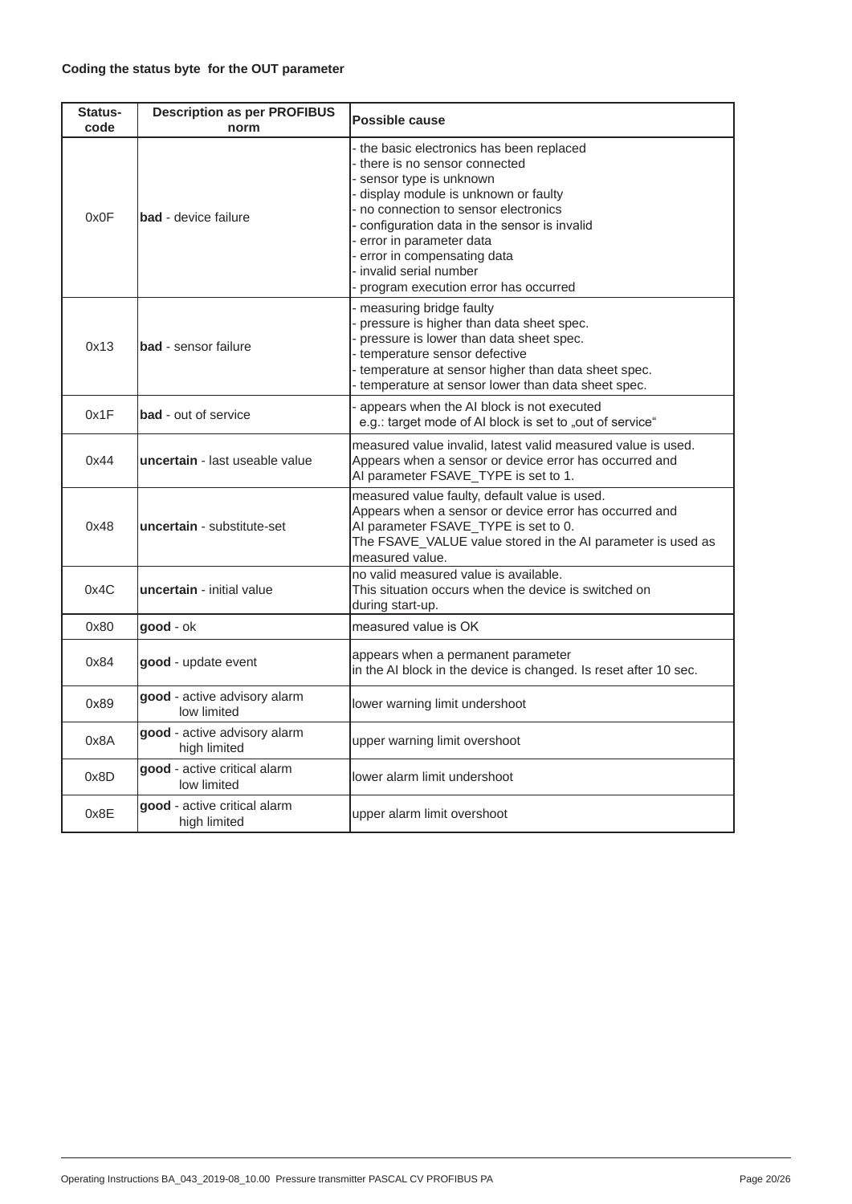**Coding the status byte for the OUT parameter**

| Status-code | Description as per PROFIBUS norm | Possible cause |
|---|---|---|
| 0x0F | **bad** - device failure | - the basic electronics has been replaced<br>- there is no sensor connected<br>- sensor type is unknown<br>- display module is unknown or faulty<br>- no connection to sensor electronics<br>- configuration data in the sensor is invalid<br>- error in parameter data<br>- error in compensating data<br>- invalid serial number<br>- program execution error has occurred |
| 0x13 | **bad** - sensor failure | - measuring bridge faulty<br>- pressure is higher than data sheet spec.<br>- pressure is lower than data sheet spec.<br>- temperature sensor defective<br>- temperature at sensor higher than data sheet spec.<br>- temperature at sensor lower than data sheet spec. |
| 0x1F | **bad** - out of service | - appears when the AI block is not executed<br>e.g.: target mode of AI block is set to „out of service“ |
| 0x44 | **uncertain** - last useable value | measured value invalid, latest valid measured value is used.<br>Appears when a sensor or device error has occurred and AI parameter FSAVE_TYPE is set to 1. |
| 0x48 | **uncertain** - substitute-set | measured value faulty, default value is used.<br>Appears when a sensor or device error has occurred and AI parameter FSAVE_TYPE is set to 0.<br>The FSAVE_VALUE value stored in the AI parameter is used as measured value. |
| 0x4C | **uncertain** - initial value | no valid measured value is available.<br>This situation occurs when the device is switched on during start-up. |
| 0x80 | **good** - ok | measured value is OK |
| 0x84 | **good** - update event | appears when a permanent parameter in the AI block in the device is changed. Is reset after 10 sec. |
| 0x89 | **good** - active advisory alarm low limited | lower warning limit undershoot |
| 0x8A | **good** - active advisory alarm high limited | upper warning limit overshoot |
| 0x8D | **good** - active critical alarm low limited | lower alarm limit undershoot |
| 0x8E | **good** - active critical alarm high limited | upper alarm limit overshoot |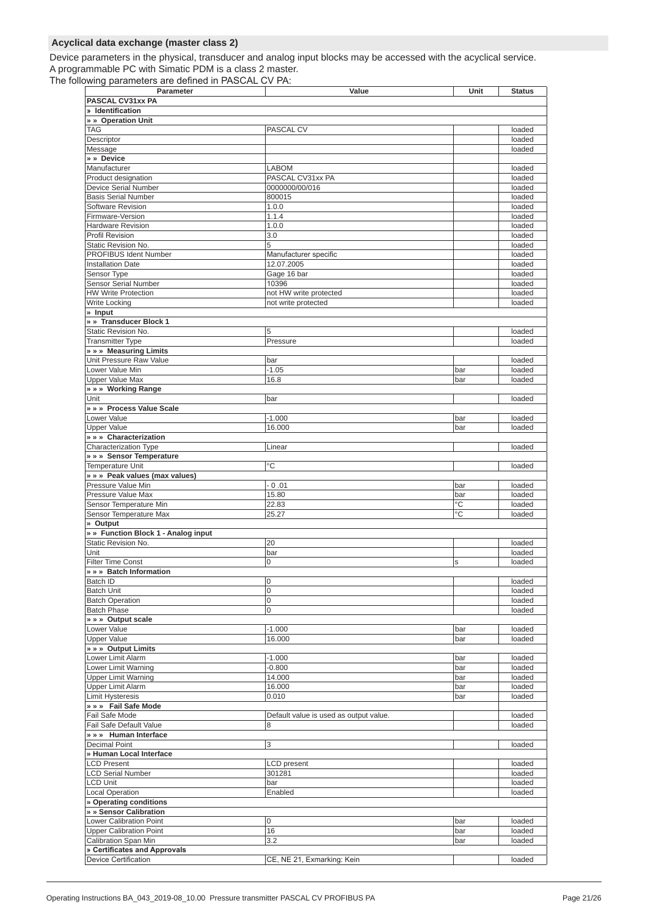## Acyclical data exchange (master class 2)

Device parameters in the physical, transducer and analog input blocks may be accessed with the acyclical service.
A programmable PC with Simatic PDM is a class 2 master.
The following parameters are defined in PASCAL CV PA:

| Parameter | Value | Unit | Status |
|---|---|---|---|
| **PASCAL CV31xx PA** | | | |
| **» Identification** | | | |
| **» » Operation Unit** | | | |
| TAG | PASCAL CV | | loaded |
| Descriptor | | | loaded |
| Message | | | loaded |
| **» » Device** | | | |
| Manufacturer | LABOM | | loaded |
| Product designation | PASCAL CV31xx PA | | loaded |
| Device Serial Number | 0000000/00/016 | | loaded |
| Basis Serial Number | 800015 | | loaded |
| Software Revision | 1.0.0 | | loaded |
| Firmware-Version | 1.1.4 | | loaded |
| Hardware Revision | 1.0.0 | | loaded |
| Profil Revision | 3.0 | | loaded |
| Static Revision No. | 5 | | loaded |
| PROFIBUS Ident Number | Manufacturer specific | | loaded |
| Installation Date | 12.07.2005 | | loaded |
| Sensor Type | Gage 16 bar | | loaded |
| Sensor Serial Number | 10396 | | loaded |
| HW Write Protection | not HW write protected | | loaded |
| Write Locking | not write protected | | loaded |
| **» Input** | | | |
| **» » Transducer Block 1** | | | |
| Static Revision No. | 5 | | loaded |
| Transmitter Type | Pressure | | loaded |
| **» » » Measuring Limits** | | | |
| Unit Pressure Raw Value | bar | | loaded |
| Lower Value Min | -1.05 | bar | loaded |
| Upper Value Max | 16.8 | bar | loaded |
| **» » » Working Range** | | | |
| Unit | bar | | loaded |
| **» » » Process Value Scale** | | | |
| Lower Value | -1.000 | bar | loaded |
| Upper Value | 16.000 | bar | loaded |
| **» » » Characterization** | | | |
| Characterization Type | Linear | | loaded |
| **» » » Sensor Temperature** | | | |
| Temperature Unit | °C | | loaded |
| **» » » Peak values (max values)** | | | |
| Pressure Value Min | - 0 .01 | bar | loaded |
| Pressure Value Max | 15.80 | bar | loaded |
| Sensor Temperature Min | 22.83 | °C | loaded |
| Sensor Temperature Max | 25.27 | °C | loaded |
| **» Output** | | | |
| **» » Function Block 1 - Analog input** | | | |
| Static Revision No. | 20 | | loaded |
| Unit | bar | | loaded |
| Filter Time Const | 0 | s | loaded |
| **» » » Batch Information** | | | |
| Batch ID | 0 | | loaded |
| Batch Unit | 0 | | loaded |
| Batch Operation | 0 | | loaded |
| Batch Phase | 0 | | loaded |
| **» » » Output scale** | | | |
| Lower Value | -1.000 | bar | loaded |
| Upper Value | 16.000 | bar | loaded |
| **» » » Output Limits** | | | |
| Lower Limit Alarm | -1.000 | bar | loaded |
| Lower Limit Warning | -0.800 | bar | loaded |
| Upper Limit Warning | 14.000 | bar | loaded |
| Upper Limit Alarm | 16.000 | bar | loaded |
| Limit Hysteresis | 0.010 | bar | loaded |
| **» » » Fail Safe Mode** | | | |
| Fail Safe Mode | Default value is used as output value. | | loaded |
| Fail Safe Default Value | 8 | | loaded |
| **» » » Human Interface** | | | |
| Decimal Point | 3 | | loaded |
| **» Human Local Interface** | | | |
| LCD Present | LCD present | | loaded |
| LCD Serial Number | 301281 | | loaded |
| LCD Unit | bar | | loaded |
| Local Operation | Enabled | | loaded |
| **» Operating conditions** | | | |
| **» » Sensor Calibration** | | | |
| Lower Calibration Point | 0 | bar | loaded |
| Upper Calibration Point | 16 | bar | loaded |
| Calibration Span Min | 3.2 | bar | loaded |
| **» Certificates and Approvals** | | | |
| Device Certification | CE, NE 21, Exmarking: Kein | | loaded |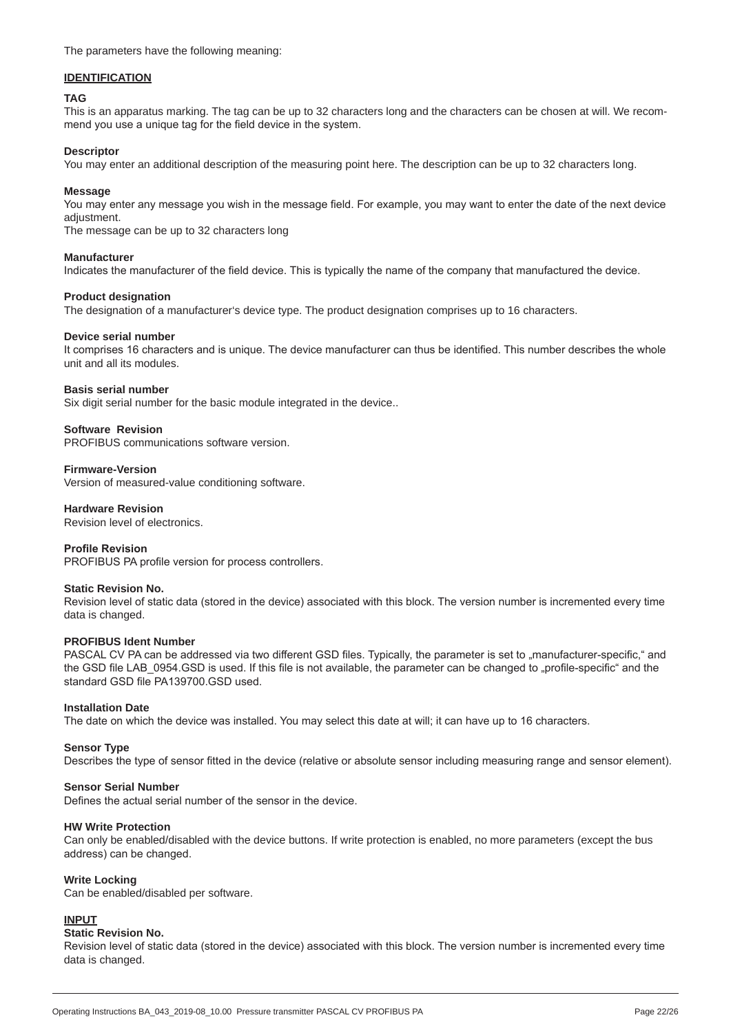The parameters have the following meaning:

## IDENTIFICATION

**TAG**
This is an apparatus marking. The tag can be up to 32 characters long and the characters can be chosen at will. We recommend you use a unique tag for the field device in the system.

**Descriptor**
You may enter an additional description of the measuring point here. The description can be up to 32 characters long.

**Message**
You may enter any message you wish in the message field. For example, you may want to enter the date of the next device adjustment.
The message can be up to 32 characters long

**Manufacturer**
Indicates the manufacturer of the field device. This is typically the name of the company that manufactured the device.

**Product designation**
The designation of a manufacturer's device type. The product designation comprises up to 16 characters.

**Device serial number**
It comprises 16 characters and is unique. The device manufacturer can thus be identified. This number describes the whole unit and all its modules.

**Basis serial number**
Six digit serial number for the basic module integrated in the device..

**Software Revision**
PROFIBUS communications software version.

**Firmware-Version**
Version of measured-value conditioning software.

**Hardware Revision**
Revision level of electronics.

**Profile Revision**
PROFIBUS PA profile version for process controllers.

**Static Revision No.**
Revision level of static data (stored in the device) associated with this block. The version number is incremented every time data is changed.

**PROFIBUS Ident Number**
PASCAL CV PA can be addressed via two different GSD files. Typically, the parameter is set to „manufacturer-specific," and the GSD file LAB_0954.GSD is used. If this file is not available, the parameter can be changed to „profile-specific" and the standard GSD file PA139700.GSD used.

**Installation Date**
The date on which the device was installed. You may select this date at will; it can have up to 16 characters.

**Sensor Type**
Describes the type of sensor fitted in the device (relative or absolute sensor including measuring range and sensor element).

**Sensor Serial Number**
Defines the actual serial number of the sensor in the device.

**HW Write Protection**
Can only be enabled/disabled with the device buttons. If write protection is enabled, no more parameters (except the bus address) can be changed.

**Write Locking**
Can be enabled/disabled per software.

## INPUT

**Static Revision No.**
Revision level of static data (stored in the device) associated with this block. The version number is incremented every time data is changed.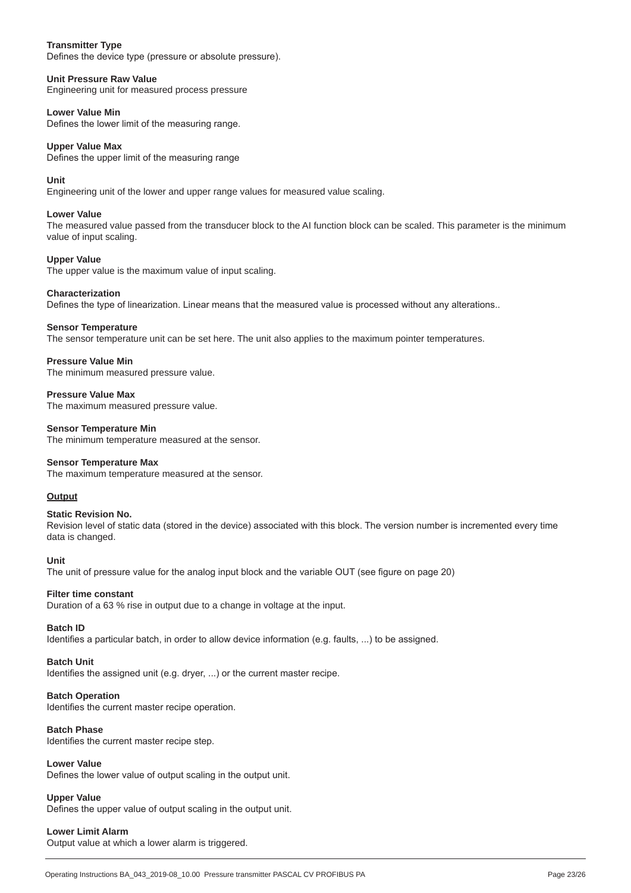**Transmitter Type**
Defines the device type (pressure or absolute pressure).

**Unit Pressure Raw Value**
Engineering unit for measured process pressure

**Lower Value Min**
Defines the lower limit of the measuring range.

**Upper Value Max**
Defines the upper limit of the measuring range

**Unit**
Engineering unit of the lower and upper range values for measured value scaling.

**Lower Value**
The measured value passed from the transducer block to the AI function block can be scaled. This parameter is the minimum value of input scaling.

**Upper Value**
The upper value is the maximum value of input scaling.

**Characterization**
Defines the type of linearization. Linear means that the measured value is processed without any alterations..

**Sensor Temperature**
The sensor temperature unit can be set here. The unit also applies to the maximum pointer temperatures.

**Pressure Value Min**
The minimum measured pressure value.

**Pressure Value Max**
The maximum measured pressure value.

**Sensor Temperature Min**
The minimum temperature measured at the sensor.

**Sensor Temperature Max**
The maximum temperature measured at the sensor.

**Output**

**Static Revision No.**
Revision level of static data (stored in the device) associated with this block. The version number is incremented every time data is changed.

**Unit**
The unit of pressure value for the analog input block and the variable OUT (see figure on page 20)

**Filter time constant**
Duration of a 63 % rise in output due to a change in voltage at the input.

**Batch ID**
Identifies a particular batch, in order to allow device information (e.g. faults, ...) to be assigned.

**Batch Unit**
Identifies the assigned unit (e.g. dryer, ...) or the current master recipe.

**Batch Operation**
Identifies the current master recipe operation.

**Batch Phase**
Identifies the current master recipe step.

**Lower Value**
Defines the lower value of output scaling in the output unit.

**Upper Value**
Defines the upper value of output scaling in the output unit.

**Lower Limit Alarm**
Output value at which a lower alarm is triggered.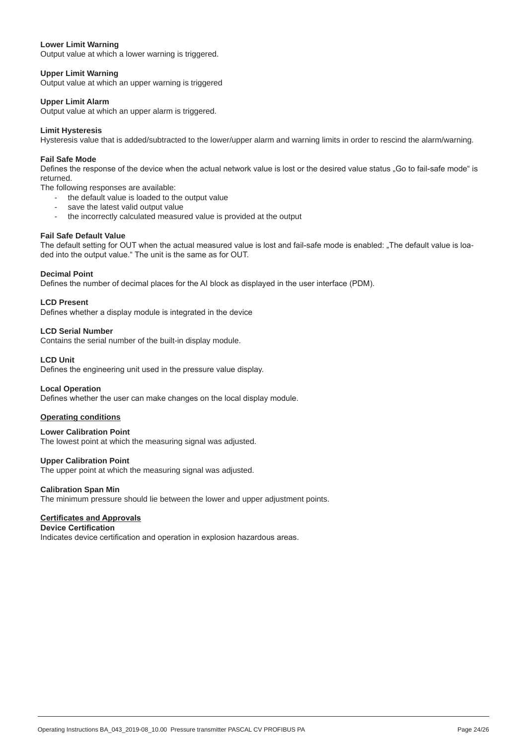**Lower Limit Warning**
Output value at which a lower warning is triggered.

**Upper Limit Warning**
Output value at which an upper warning is triggered

**Upper Limit Alarm**
Output value at which an upper alarm is triggered.

**Limit Hysteresis**
Hysteresis value that is added/subtracted to the lower/upper alarm and warning limits in order to rescind the alarm/warning.

**Fail Safe Mode**
Defines the response of the device when the actual network value is lost or the desired value status „Go to fail-safe mode" is returned.
The following responses are available:

- the default value is loaded to the output value
- save the latest valid output value
- the incorrectly calculated measured value is provided at the output

**Fail Safe Default Value**
The default setting for OUT when the actual measured value is lost and fail-safe mode is enabled: „The default value is loaded into the output value." The unit is the same as for OUT.

**Decimal Point**
Defines the number of decimal places for the AI block as displayed in the user interface (PDM).

**LCD Present**
Defines whether a display module is integrated in the device

**LCD Serial Number**
Contains the serial number of the built-in display module.

**LCD Unit**
Defines the engineering unit used in the pressure value display.

**Local Operation**
Defines whether the user can make changes on the local display module.

**Operating conditions**

**Lower Calibration Point**
The lowest point at which the measuring signal was adjusted.

**Upper Calibration Point**
The upper point at which the measuring signal was adjusted.

**Calibration Span Min**
The minimum pressure should lie between the lower and upper adjustment points.

**Certificates and Approvals**

**Device Certification**
Indicates device certification and operation in explosion hazardous areas.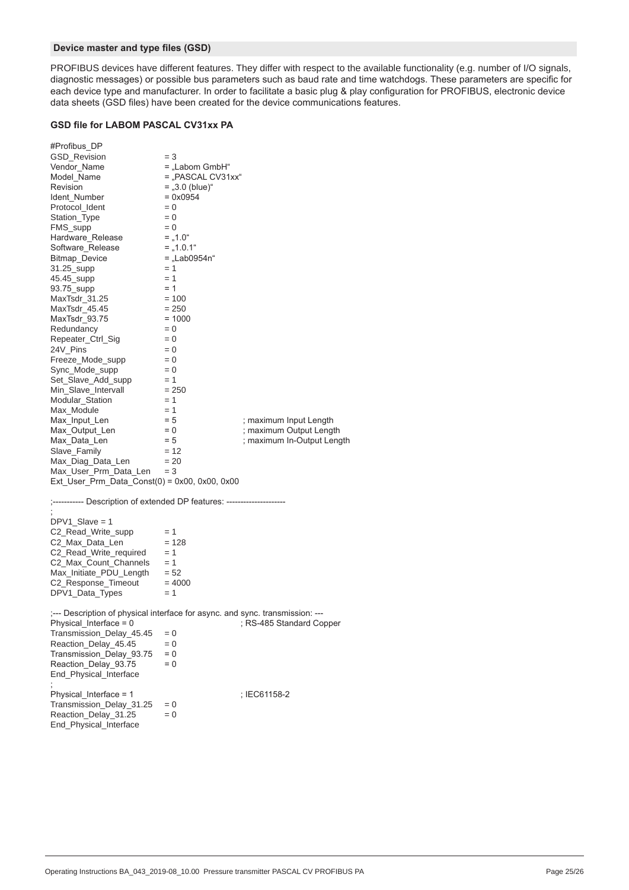### Device master and type files (GSD)

PROFIBUS devices have different features. They differ with respect to the available functionality (e.g. number of I/O signals, diagnostic messages) or possible bus parameters such as baud rate and time watchdogs. These parameters are specific for each device type and manufacturer. In order to facilitate a basic plug & play configuration for PROFIBUS, electronic device data sheets (GSD files) have been created for the device communications features.

**GSD file for LABOM PASCAL CV31xx PA**

```
#Profibus_DP
GSD_Revision              = 3
Vendor_Name               = „Labom GmbH“
Model_Name                = „PASCAL CV31xx“
Revision                  = „3.0 (blue)“
Ident_Number              = 0x0954
Protocol_Ident            = 0
Station_Type              = 0
FMS_supp                  = 0
Hardware_Release          = „1.0“
Software_Release          = „1.0.1“
Bitmap_Device             = „Lab0954n“
31.25_supp                = 1
45.45_supp                = 1
93.75_supp                = 1
MaxTsdr_31.25             = 100
MaxTsdr_45.45             = 250
MaxTsdr_93.75             = 1000
Redundancy                = 0
Repeater_Ctrl_Sig         = 0
24V_Pins                  = 0
Freeze_Mode_supp          = 0
Sync_Mode_supp            = 0
Set_Slave_Add_supp        = 1
Min_Slave_Intervall       = 250
Modular_Station           = 1
Max_Module                = 1
Max_Input_Len             = 5                 ; maximum Input Length
Max_Output_Len            = 0                 ; maximum Output Length
Max_Data_Len              = 5                 ; maximum In-Output Length
Slave_Family              = 12
Max_Diag_Data_Len         = 20
Max_User_Prm_Data_Len     = 3
Ext_User_Prm_Data_Const(0) = 0x00, 0x00, 0x00

;---------- Description of extended DP features: --------------------
;
DPV1_Slave = 1
C2_Read_Write_supp        = 1
C2_Max_Data_Len           = 128
C2_Read_Write_required    = 1
C2_Max_Count_Channels     = 1
Max_Initiate_PDU_Length   = 52
C2_Response_Timeout       = 4000
DPV1_Data_Types           = 1

;--- Description of physical interface for async. and sync. transmission: ---
Physical_Interface = 0                        ; RS-485 Standard Copper
Transmission_Delay_45.45  = 0
Reaction_Delay_45.45      = 0
Transmission_Delay_93.75  = 0
Reaction_Delay_93.75      = 0
End_Physical_Interface
;
Physical_Interface = 1                        ; IEC61158-2
Transmission_Delay_31.25  = 0
Reaction_Delay_31.25      = 0
End_Physical_Interface
```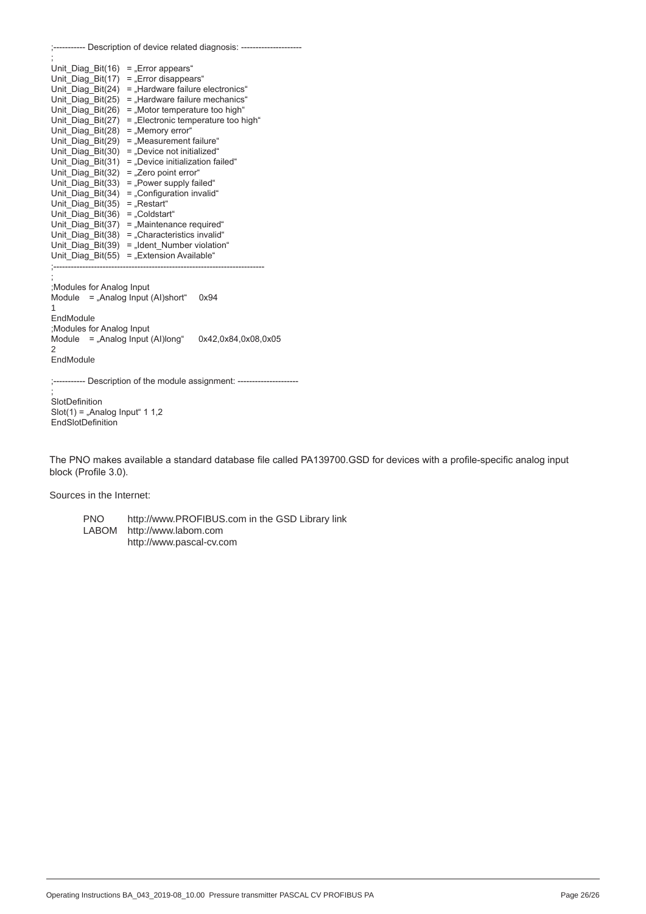```
;----------- Description of device related diagnosis: ---------------------
;
Unit_Diag_Bit(16)   = „Error appears"
Unit_Diag_Bit(17)   = „Error disappears"
Unit_Diag_Bit(24)   = „Hardware failure electronics"
Unit_Diag_Bit(25)   = „Hardware failure mechanics"
Unit_Diag_Bit(26)   = „Motor temperature too high"
Unit_Diag_Bit(27)   = „Electronic temperature too high"
Unit_Diag_Bit(28)   = „Memory error"
Unit_Diag_Bit(29)   = „Measurement failure"
Unit_Diag_Bit(30)   = „Device not initialized"
Unit_Diag_Bit(31)   = „Device initialization failed"
Unit_Diag_Bit(32)   = „Zero point error"
Unit_Diag_Bit(33)   = „Power supply failed"
Unit_Diag_Bit(34)   = „Configuration invalid"
Unit_Diag_Bit(35)   = „Restart"
Unit_Diag_Bit(36)   = „Coldstart"
Unit_Diag_Bit(37)   = „Maintenance required"
Unit_Diag_Bit(38)   = „Characteristics invalid"
Unit_Diag_Bit(39)   = „Ident_Number violation"
Unit_Diag_Bit(55)   = „Extension Available"
;--------------------------------------------------------------------------
;
;Modules for Analog Input
Module   = „Analog Input (AI)short"    0x94
1
EndModule
;Modules for Analog Input
Module   = „Analog Input (AI)long"     0x42,0x84,0x08,0x05
2
EndModule

;----------- Description of the module assignment: ---------------------
;
SlotDefinition
Slot(1) = „Analog Input" 1 1,2
EndSlotDefinition
```

The PNO makes available a standard database file called PA139700.GSD for devices with a profile-specific analog input block (Profile 3.0).

Sources in the Internet:

| | |
|---|---|
| PNO | http://www.PROFIBUS.com in the GSD Library link |
| LABOM | http://www.labom.com |
| | http://www.pascal-cv.com |